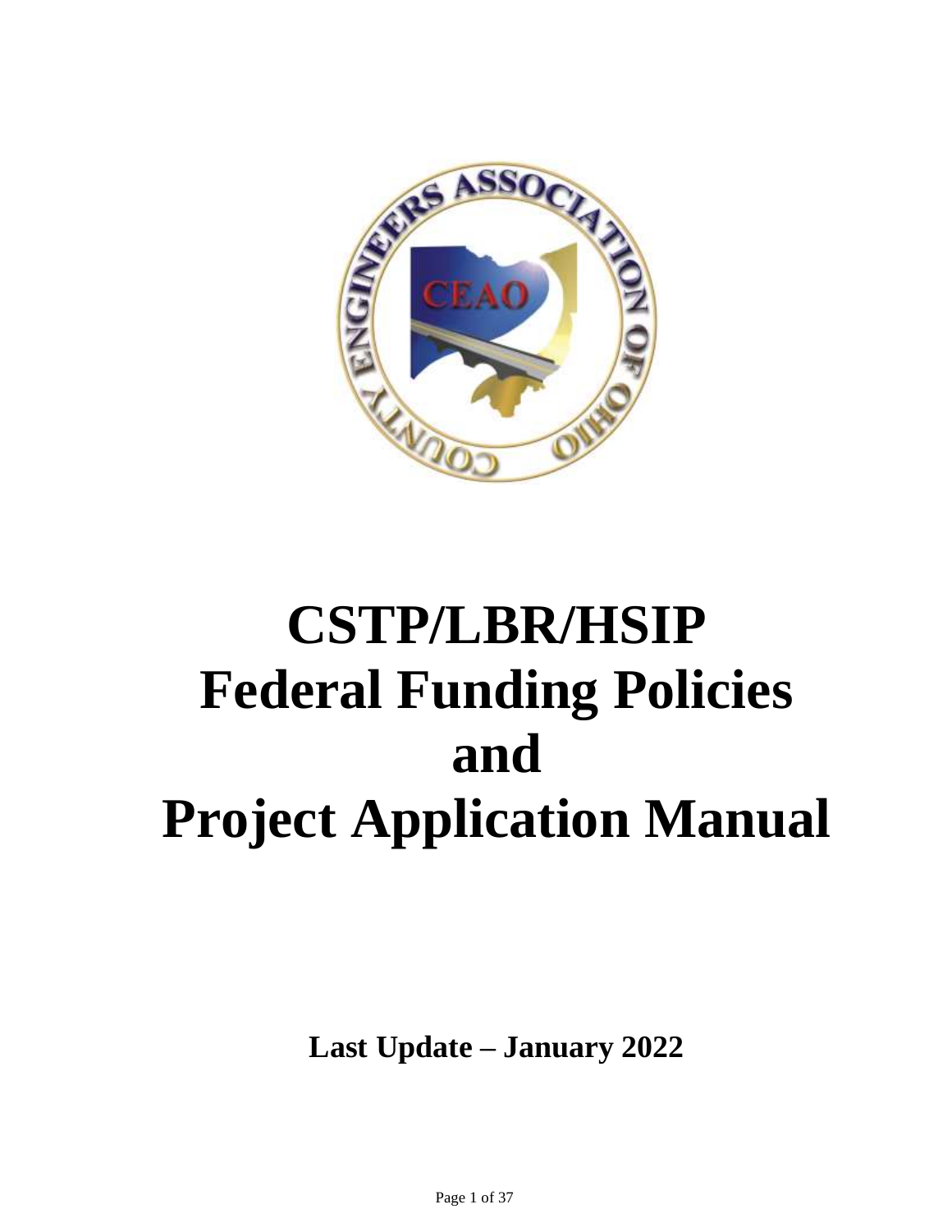# CSTP/LBR/HSIP Federal Funding Policies and Project Application Manual

**Last Update – January 2022**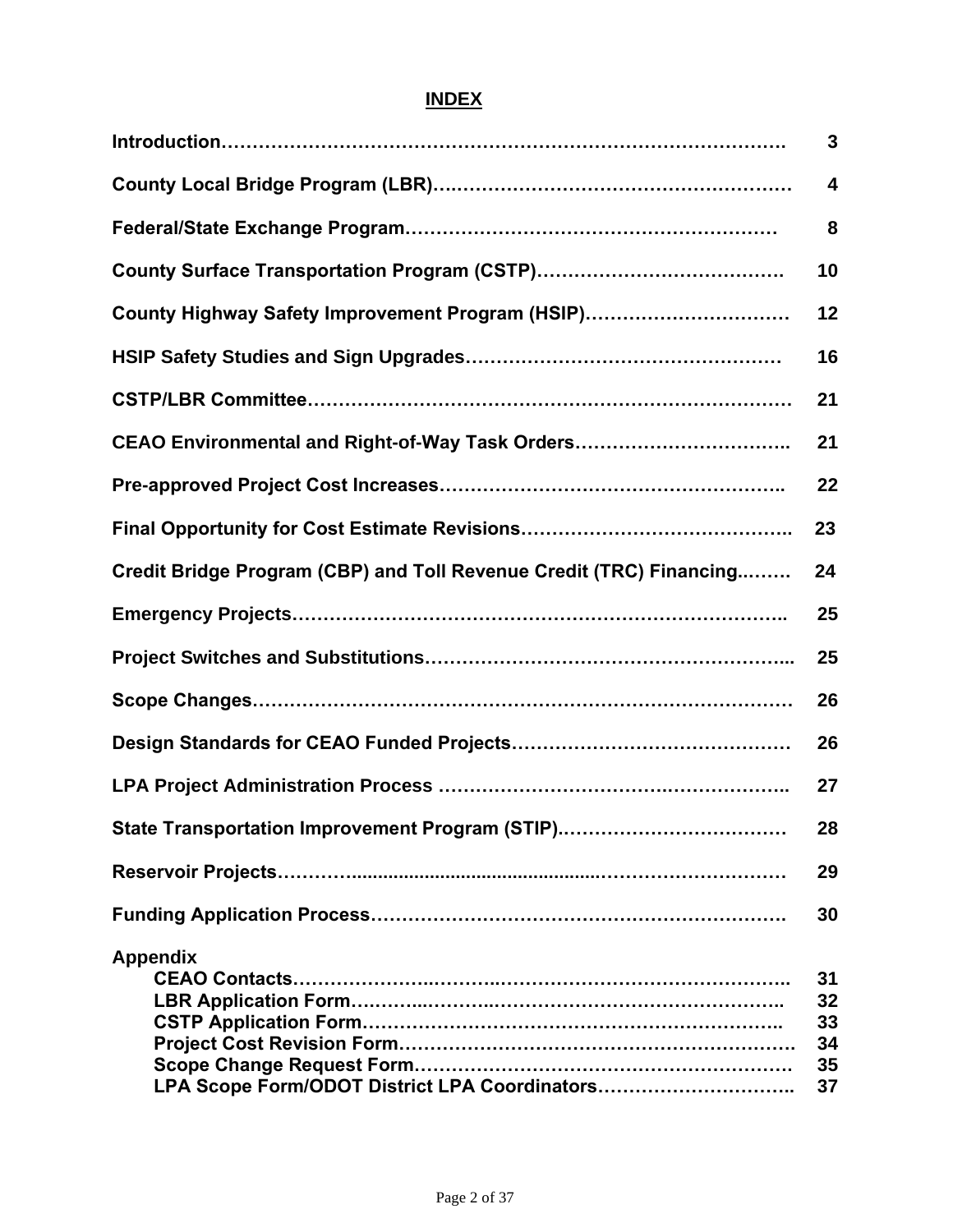# INDEX

| | |
|---|---|
| **Introduction** | **3** |
| **County Local Bridge Program (LBR)** | **4** |
| **Federal/State Exchange Program** | **8** |
| **County Surface Transportation Program (CSTP)** | **10** |
| **County Highway Safety Improvement Program (HSIP)** | **12** |
| **HSIP Safety Studies and Sign Upgrades** | **16** |
| **CSTP/LBR Committee** | **21** |
| **CEAO Environmental and Right-of-Way Task Orders** | **21** |
| **Pre-approved Project Cost Increases** | **22** |
| **Final Opportunity for Cost Estimate Revisions** | **23** |
| **Credit Bridge Program (CBP) and Toll Revenue Credit (TRC) Financing** | **24** |
| **Emergency Projects** | **25** |
| **Project Switches and Substitutions** | **25** |
| **Scope Changes** | **26** |
| **Design Standards for CEAO Funded Projects** | **26** |
| **LPA Project Administration Process** | **27** |
| **State Transportation Improvement Program (STIP)** | **28** |
| **Reservoir Projects** | **29** |
| **Funding Application Process** | **30** |
| **Appendix** | |
| **CEAO Contacts** | **31** |
| **LBR Application Form** | **32** |
| **CSTP Application Form** | **33** |
| **Project Cost Revision Form** | **34** |
| **Scope Change Request Form** | **35** |
| **LPA Scope Form/ODOT District LPA Coordinators** | **37** |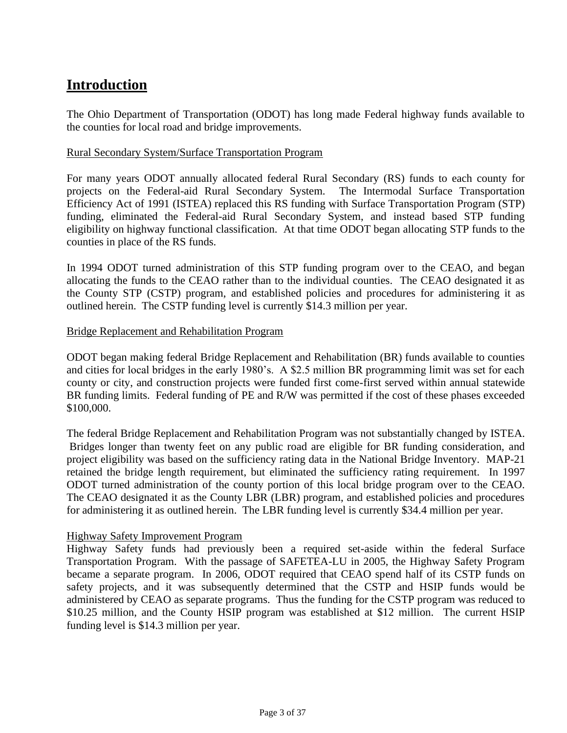# Introduction

The Ohio Department of Transportation (ODOT) has long made Federal highway funds available to the counties for local road and bridge improvements.

Rural Secondary System/Surface Transportation Program

For many years ODOT annually allocated federal Rural Secondary (RS) funds to each county for projects on the Federal-aid Rural Secondary System. The Intermodal Surface Transportation Efficiency Act of 1991 (ISTEA) replaced this RS funding with Surface Transportation Program (STP) funding, eliminated the Federal-aid Rural Secondary System, and instead based STP funding eligibility on highway functional classification. At that time ODOT began allocating STP funds to the counties in place of the RS funds.

In 1994 ODOT turned administration of this STP funding program over to the CEAO, and began allocating the funds to the CEAO rather than to the individual counties. The CEAO designated it as the County STP (CSTP) program, and established policies and procedures for administering it as outlined herein. The CSTP funding level is currently $14.3 million per year.

Bridge Replacement and Rehabilitation Program

ODOT began making federal Bridge Replacement and Rehabilitation (BR) funds available to counties and cities for local bridges in the early 1980's. A $2.5 million BR programming limit was set for each county or city, and construction projects were funded first come-first served within annual statewide BR funding limits. Federal funding of PE and R/W was permitted if the cost of these phases exceeded $100,000.

The federal Bridge Replacement and Rehabilitation Program was not substantially changed by ISTEA. Bridges longer than twenty feet on any public road are eligible for BR funding consideration, and project eligibility was based on the sufficiency rating data in the National Bridge Inventory. MAP-21 retained the bridge length requirement, but eliminated the sufficiency rating requirement. In 1997 ODOT turned administration of the county portion of this local bridge program over to the CEAO. The CEAO designated it as the County LBR (LBR) program, and established policies and procedures for administering it as outlined herein. The LBR funding level is currently $34.4 million per year.

Highway Safety Improvement Program

Highway Safety funds had previously been a required set-aside within the federal Surface Transportation Program. With the passage of SAFETEA-LU in 2005, the Highway Safety Program became a separate program. In 2006, ODOT required that CEAO spend half of its CSTP funds on safety projects, and it was subsequently determined that the CSTP and HSIP funds would be administered by CEAO as separate programs. Thus the funding for the CSTP program was reduced to $10.25 million, and the County HSIP program was established at $12 million. The current HSIP funding level is $14.3 million per year.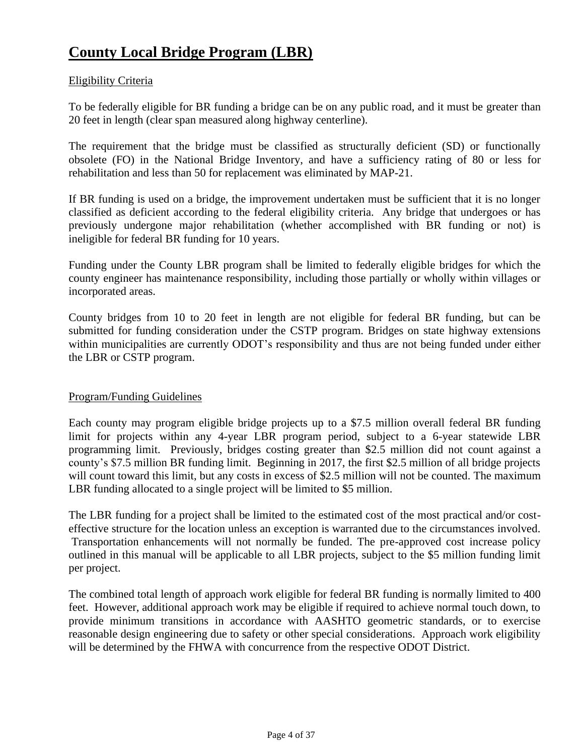# County Local Bridge Program (LBR)

## Eligibility Criteria

To be federally eligible for BR funding a bridge can be on any public road, and it must be greater than 20 feet in length (clear span measured along highway centerline).

The requirement that the bridge must be classified as structurally deficient (SD) or functionally obsolete (FO) in the National Bridge Inventory, and have a sufficiency rating of 80 or less for rehabilitation and less than 50 for replacement was eliminated by MAP-21.

If BR funding is used on a bridge, the improvement undertaken must be sufficient that it is no longer classified as deficient according to the federal eligibility criteria. Any bridge that undergoes or has previously undergone major rehabilitation (whether accomplished with BR funding or not) is ineligible for federal BR funding for 10 years.

Funding under the County LBR program shall be limited to federally eligible bridges for which the county engineer has maintenance responsibility, including those partially or wholly within villages or incorporated areas.

County bridges from 10 to 20 feet in length are not eligible for federal BR funding, but can be submitted for funding consideration under the CSTP program. Bridges on state highway extensions within municipalities are currently ODOT's responsibility and thus are not being funded under either the LBR or CSTP program.

## Program/Funding Guidelines

Each county may program eligible bridge projects up to a $7.5 million overall federal BR funding limit for projects within any 4-year LBR program period, subject to a 6-year statewide LBR programming limit. Previously, bridges costing greater than $2.5 million did not count against a county's $7.5 million BR funding limit. Beginning in 2017, the first $2.5 million of all bridge projects will count toward this limit, but any costs in excess of $2.5 million will not be counted. The maximum LBR funding allocated to a single project will be limited to $5 million.

The LBR funding for a project shall be limited to the estimated cost of the most practical and/or cost-effective structure for the location unless an exception is warranted due to the circumstances involved. Transportation enhancements will not normally be funded. The pre-approved cost increase policy outlined in this manual will be applicable to all LBR projects, subject to the $5 million funding limit per project.

The combined total length of approach work eligible for federal BR funding is normally limited to 400 feet. However, additional approach work may be eligible if required to achieve normal touch down, to provide minimum transitions in accordance with AASHTO geometric standards, or to exercise reasonable design engineering due to safety or other special considerations. Approach work eligibility will be determined by the FHWA with concurrence from the respective ODOT District.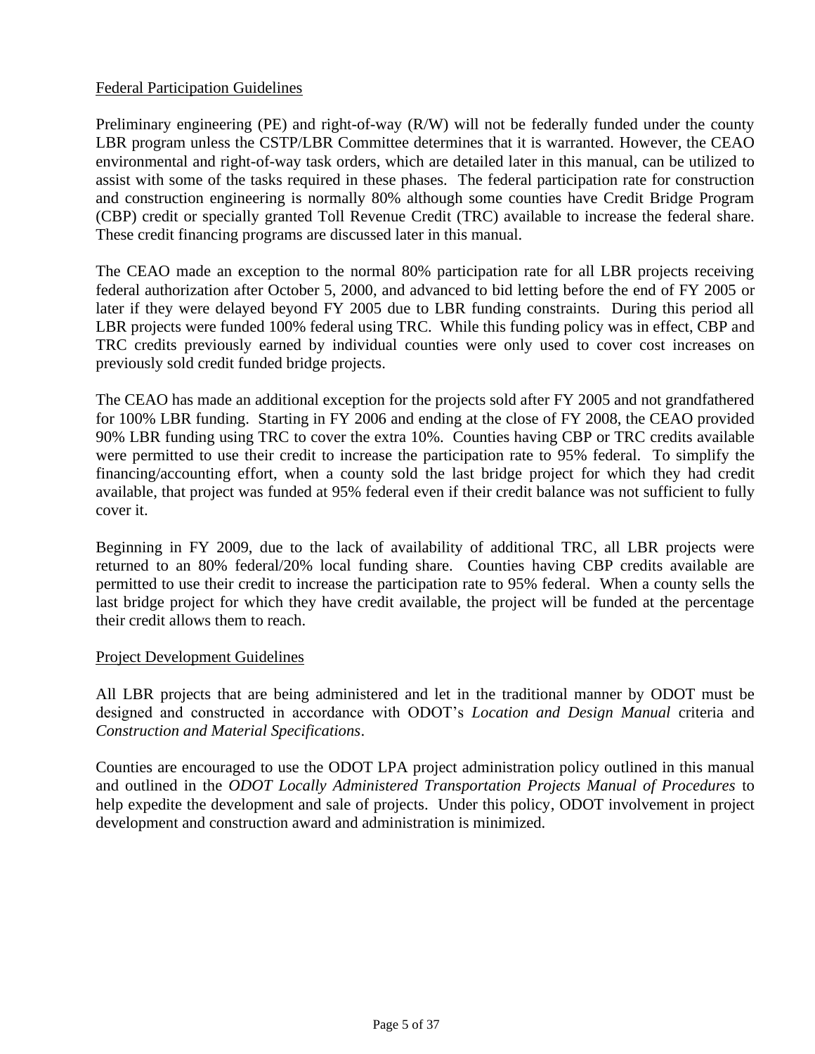## Federal Participation Guidelines

Preliminary engineering (PE) and right-of-way (R/W) will not be federally funded under the county LBR program unless the CSTP/LBR Committee determines that it is warranted. However, the CEAO environmental and right-of-way task orders, which are detailed later in this manual, can be utilized to assist with some of the tasks required in these phases. The federal participation rate for construction and construction engineering is normally 80% although some counties have Credit Bridge Program (CBP) credit or specially granted Toll Revenue Credit (TRC) available to increase the federal share. These credit financing programs are discussed later in this manual.

The CEAO made an exception to the normal 80% participation rate for all LBR projects receiving federal authorization after October 5, 2000, and advanced to bid letting before the end of FY 2005 or later if they were delayed beyond FY 2005 due to LBR funding constraints. During this period all LBR projects were funded 100% federal using TRC. While this funding policy was in effect, CBP and TRC credits previously earned by individual counties were only used to cover cost increases on previously sold credit funded bridge projects.

The CEAO has made an additional exception for the projects sold after FY 2005 and not grandfathered for 100% LBR funding. Starting in FY 2006 and ending at the close of FY 2008, the CEAO provided 90% LBR funding using TRC to cover the extra 10%. Counties having CBP or TRC credits available were permitted to use their credit to increase the participation rate to 95% federal. To simplify the financing/accounting effort, when a county sold the last bridge project for which they had credit available, that project was funded at 95% federal even if their credit balance was not sufficient to fully cover it.

Beginning in FY 2009, due to the lack of availability of additional TRC, all LBR projects were returned to an 80% federal/20% local funding share. Counties having CBP credits available are permitted to use their credit to increase the participation rate to 95% federal. When a county sells the last bridge project for which they have credit available, the project will be funded at the percentage their credit allows them to reach.

## Project Development Guidelines

All LBR projects that are being administered and let in the traditional manner by ODOT must be designed and constructed in accordance with ODOT's *Location and Design Manual* criteria and *Construction and Material Specifications*.

Counties are encouraged to use the ODOT LPA project administration policy outlined in this manual and outlined in the *ODOT Locally Administered Transportation Projects Manual of Procedures* to help expedite the development and sale of projects. Under this policy, ODOT involvement in project development and construction award and administration is minimized.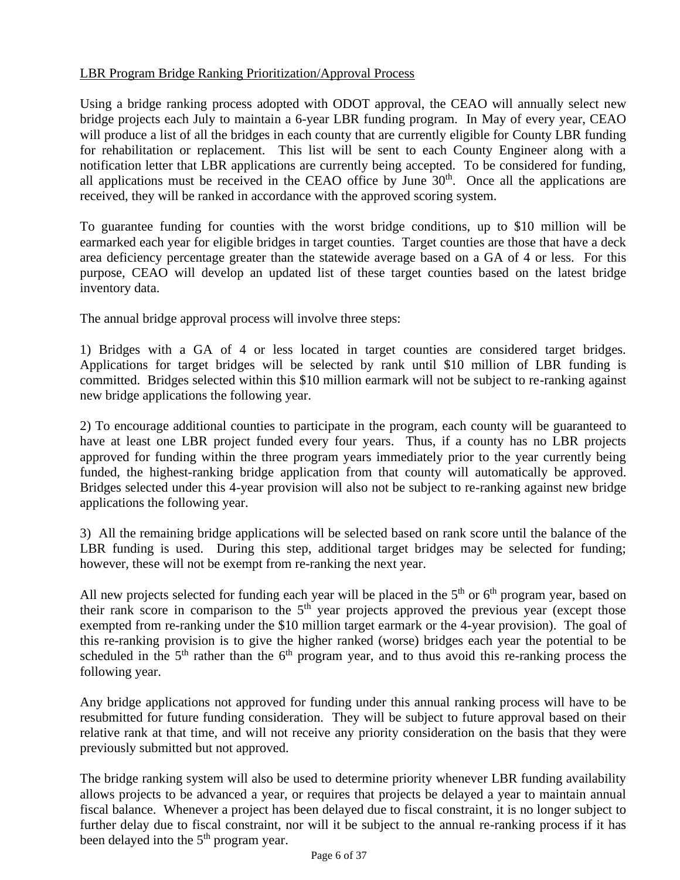<u>LBR Program Bridge Ranking Prioritization/Approval Process</u>

Using a bridge ranking process adopted with ODOT approval, the CEAO will annually select new bridge projects each July to maintain a 6-year LBR funding program. In May of every year, CEAO will produce a list of all the bridges in each county that are currently eligible for County LBR funding for rehabilitation or replacement. This list will be sent to each County Engineer along with a notification letter that LBR applications are currently being accepted. To be considered for funding, all applications must be received in the CEAO office by June 30th. Once all the applications are received, they will be ranked in accordance with the approved scoring system.

To guarantee funding for counties with the worst bridge conditions, up to $10 million will be earmarked each year for eligible bridges in target counties. Target counties are those that have a deck area deficiency percentage greater than the statewide average based on a GA of 4 or less. For this purpose, CEAO will develop an updated list of these target counties based on the latest bridge inventory data.

The annual bridge approval process will involve three steps:

1) Bridges with a GA of 4 or less located in target counties are considered target bridges. Applications for target bridges will be selected by rank until $10 million of LBR funding is committed. Bridges selected within this $10 million earmark will not be subject to re-ranking against new bridge applications the following year.

2) To encourage additional counties to participate in the program, each county will be guaranteed to have at least one LBR project funded every four years. Thus, if a county has no LBR projects approved for funding within the three program years immediately prior to the year currently being funded, the highest-ranking bridge application from that county will automatically be approved. Bridges selected under this 4-year provision will also not be subject to re-ranking against new bridge applications the following year.

3) All the remaining bridge applications will be selected based on rank score until the balance of the LBR funding is used. During this step, additional target bridges may be selected for funding; however, these will not be exempt from re-ranking the next year.

All new projects selected for funding each year will be placed in the 5th or 6th program year, based on their rank score in comparison to the 5th year projects approved the previous year (except those exempted from re-ranking under the $10 million target earmark or the 4-year provision). The goal of this re-ranking provision is to give the higher ranked (worse) bridges each year the potential to be scheduled in the 5th rather than the 6th program year, and to thus avoid this re-ranking process the following year.

Any bridge applications not approved for funding under this annual ranking process will have to be resubmitted for future funding consideration. They will be subject to future approval based on their relative rank at that time, and will not receive any priority consideration on the basis that they were previously submitted but not approved.

The bridge ranking system will also be used to determine priority whenever LBR funding availability allows projects to be advanced a year, or requires that projects be delayed a year to maintain annual fiscal balance. Whenever a project has been delayed due to fiscal constraint, it is no longer subject to further delay due to fiscal constraint, nor will it be subject to the annual re-ranking process if it has been delayed into the 5th program year.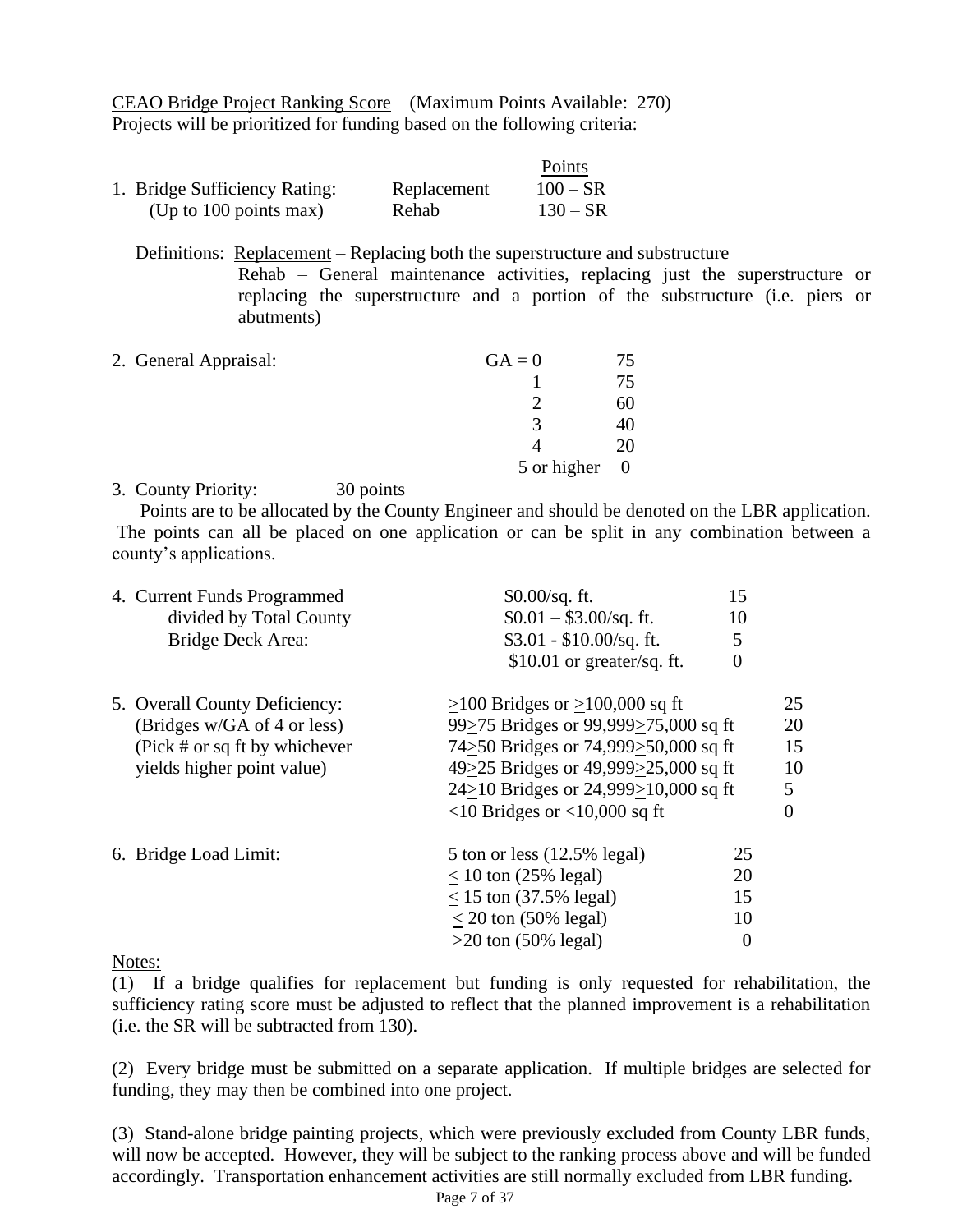<u>CEAO Bridge Project Ranking Score</u> (Maximum Points Available: 270)
Projects will be prioritized for funding based on the following criteria:

| | | Points |
|---|---|---|
| 1. Bridge Sufficiency Rating: | Replacement | 100 – SR |
| (Up to 100 points max) | Rehab | 130 – SR |

Definitions: <u>Replacement</u> – Replacing both the superstructure and substructure
<u>Rehab</u> – General maintenance activities, replacing just the superstructure or replacing the superstructure and a portion of the substructure (i.e. piers or abutments)

| 2. General Appraisal: | | |
|---|---|---|
| | GA = 0 | 75 |
| | 1 | 75 |
| | 2 | 60 |
| | 3 | 40 |
| | 4 | 20 |
| | 5 or higher | 0 |

3. County Priority: 30 points
Points are to be allocated by the County Engineer and should be denoted on the LBR application. The points can all be placed on one application or can be split in any combination between a county's applications.

| 4. Current Funds Programmed divided by Total County Bridge Deck Area: | | |
|---|---|---|
| | $0.00/sq. ft. | 15 |
| | $0.01 – $3.00/sq. ft. | 10 |
| | $3.01 - $10.00/sq. ft. | 5 |
| | $10.01 or greater/sq. ft. | 0 |

| 5. Overall County Deficiency: (Bridges w/GA of 4 or less) (Pick # or sq ft by whichever yields higher point value) | | |
|---|---|---|
| | ≥100 Bridges or ≥100,000 sq ft | 25 |
| | 99≥75 Bridges or 99,999≥75,000 sq ft | 20 |
| | 74≥50 Bridges or 74,999≥50,000 sq ft | 15 |
| | 49≥25 Bridges or 49,999≥25,000 sq ft | 10 |
| | 24≥10 Bridges or 24,999≥10,000 sq ft | 5 |
| | <10 Bridges or <10,000 sq ft | 0 |

| 6. Bridge Load Limit: | | |
|---|---|---|
| | 5 ton or less (12.5% legal) | 25 |
| | ≤ 10 ton (25% legal) | 20 |
| | ≤ 15 ton (37.5% legal) | 15 |
| | ≤ 20 ton (50% legal) | 10 |
| | >20 ton (50% legal) | 0 |

<u>Notes:</u>

(1) If a bridge qualifies for replacement but funding is only requested for rehabilitation, the sufficiency rating score must be adjusted to reflect that the planned improvement is a rehabilitation (i.e. the SR will be subtracted from 130).

(2) Every bridge must be submitted on a separate application. If multiple bridges are selected for funding, they may then be combined into one project.

(3) Stand-alone bridge painting projects, which were previously excluded from County LBR funds, will now be accepted. However, they will be subject to the ranking process above and will be funded accordingly. Transportation enhancement activities are still normally excluded from LBR funding.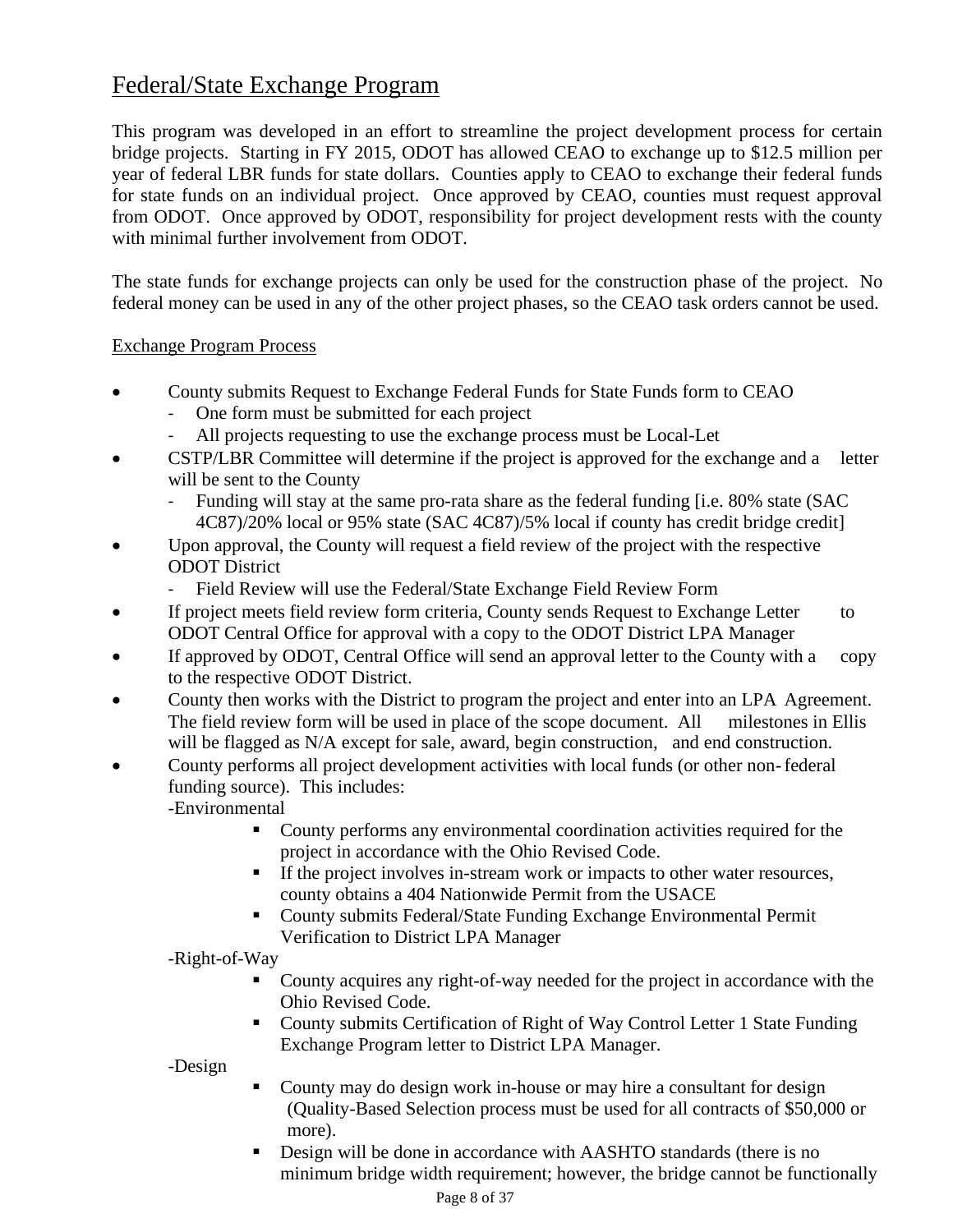# Federal/State Exchange Program

This program was developed in an effort to streamline the project development process for certain bridge projects. Starting in FY 2015, ODOT has allowed CEAO to exchange up to $12.5 million per year of federal LBR funds for state dollars. Counties apply to CEAO to exchange their federal funds for state funds on an individual project. Once approved by CEAO, counties must request approval from ODOT. Once approved by ODOT, responsibility for project development rests with the county with minimal further involvement from ODOT.

The state funds for exchange projects can only be used for the construction phase of the project. No federal money can be used in any of the other project phases, so the CEAO task orders cannot be used.

## Exchange Program Process

- County submits Request to Exchange Federal Funds for State Funds form to CEAO
  - One form must be submitted for each project
  - All projects requesting to use the exchange process must be Local-Let
- CSTP/LBR Committee will determine if the project is approved for the exchange and a letter will be sent to the County
  - Funding will stay at the same pro-rata share as the federal funding [i.e. 80% state (SAC 4C87)/20% local or 95% state (SAC 4C87)/5% local if county has credit bridge credit]
- Upon approval, the County will request a field review of the project with the respective ODOT District
  - Field Review will use the Federal/State Exchange Field Review Form
- If project meets field review form criteria, County sends Request to Exchange Letter to ODOT Central Office for approval with a copy to the ODOT District LPA Manager
- If approved by ODOT, Central Office will send an approval letter to the County with a copy to the respective ODOT District.
- County then works with the District to program the project and enter into an LPA Agreement. The field review form will be used in place of the scope document. All milestones in Ellis will be flagged as N/A except for sale, award, begin construction, and end construction.
- County performs all project development activities with local funds (or other non-federal funding source). This includes:

  -Environmental
  - County performs any environmental coordination activities required for the project in accordance with the Ohio Revised Code.
  - If the project involves in-stream work or impacts to other water resources, county obtains a 404 Nationwide Permit from the USACE
  - County submits Federal/State Funding Exchange Environmental Permit Verification to District LPA Manager

  -Right-of-Way
  - County acquires any right-of-way needed for the project in accordance with the Ohio Revised Code.
  - County submits Certification of Right of Way Control Letter 1 State Funding Exchange Program letter to District LPA Manager.

  -Design
  - County may do design work in-house or may hire a consultant for design (Quality-Based Selection process must be used for all contracts of $50,000 or more).
  - Design will be done in accordance with AASHTO standards (there is no minimum bridge width requirement; however, the bridge cannot be functionally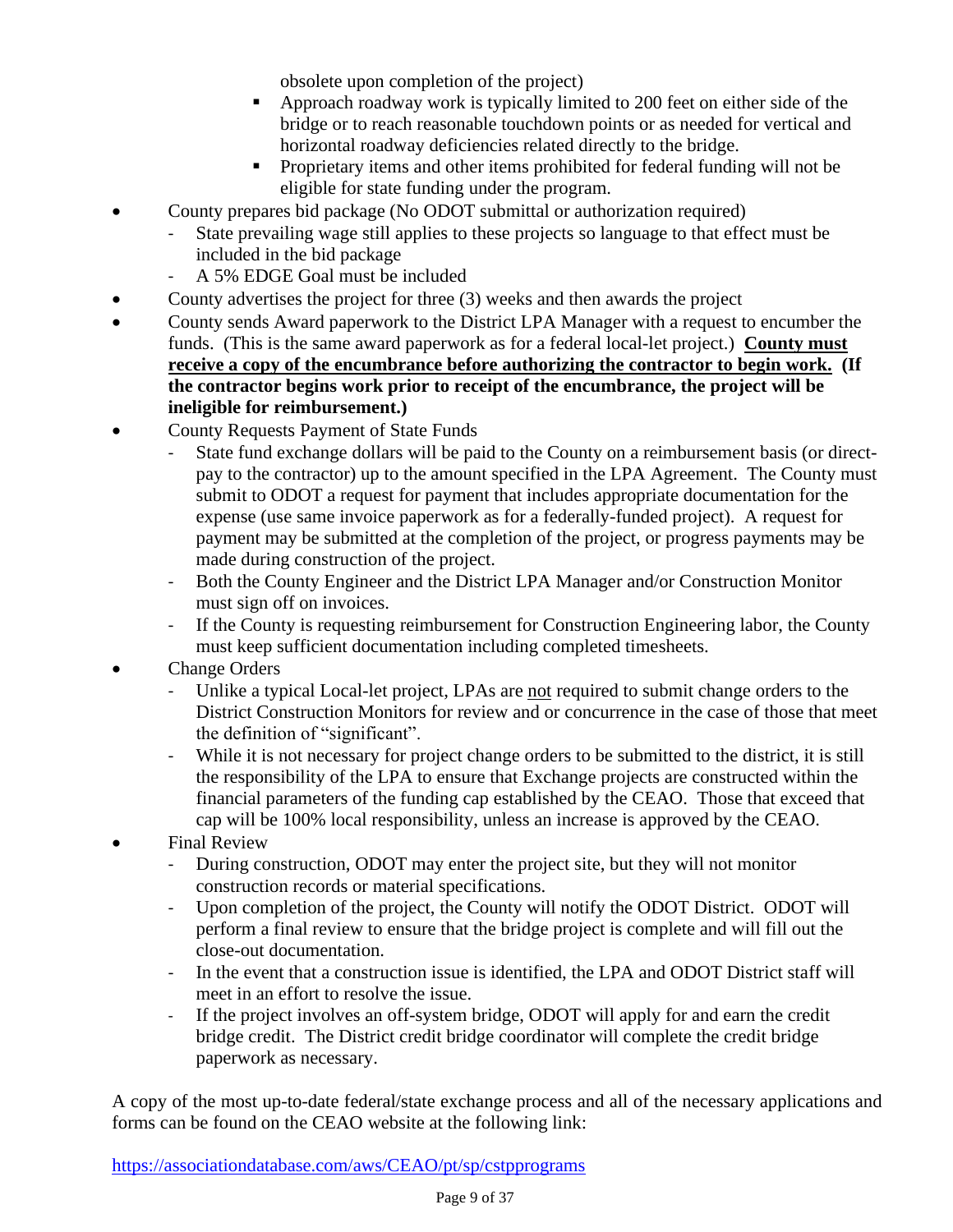obsolete upon completion of the project)
    - Approach roadway work is typically limited to 200 feet on either side of the bridge or to reach reasonable touchdown points or as needed for vertical and horizontal roadway deficiencies related directly to the bridge.
    - Proprietary items and other items prohibited for federal funding will not be eligible for state funding under the program.

- County prepares bid package (No ODOT submittal or authorization required)
  - State prevailing wage still applies to these projects so language to that effect must be included in the bid package
  - A 5% EDGE Goal must be included
- County advertises the project for three (3) weeks and then awards the project
- County sends Award paperwork to the District LPA Manager with a request to encumber the funds. (This is the same award paperwork as for a federal local-let project.) **<u>County must receive a copy of the encumbrance before authorizing the contractor to begin work.</u> (If the contractor begins work prior to receipt of the encumbrance, the project will be ineligible for reimbursement.)**
- County Requests Payment of State Funds
  - State fund exchange dollars will be paid to the County on a reimbursement basis (or direct-pay to the contractor) up to the amount specified in the LPA Agreement. The County must submit to ODOT a request for payment that includes appropriate documentation for the expense (use same invoice paperwork as for a federally-funded project). A request for payment may be submitted at the completion of the project, or progress payments may be made during construction of the project.
  - Both the County Engineer and the District LPA Manager and/or Construction Monitor must sign off on invoices.
  - If the County is requesting reimbursement for Construction Engineering labor, the County must keep sufficient documentation including completed timesheets.
- Change Orders
  - Unlike a typical Local-let project, LPAs are <u>not</u> required to submit change orders to the District Construction Monitors for review and or concurrence in the case of those that meet the definition of "significant".
  - While it is not necessary for project change orders to be submitted to the district, it is still the responsibility of the LPA to ensure that Exchange projects are constructed within the financial parameters of the funding cap established by the CEAO. Those that exceed that cap will be 100% local responsibility, unless an increase is approved by the CEAO.
- Final Review
  - During construction, ODOT may enter the project site, but they will not monitor construction records or material specifications.
  - Upon completion of the project, the County will notify the ODOT District. ODOT will perform a final review to ensure that the bridge project is complete and will fill out the close-out documentation.
  - In the event that a construction issue is identified, the LPA and ODOT District staff will meet in an effort to resolve the issue.
  - If the project involves an off-system bridge, ODOT will apply for and earn the credit bridge credit. The District credit bridge coordinator will complete the credit bridge paperwork as necessary.

A copy of the most up-to-date federal/state exchange process and all of the necessary applications and forms can be found on the CEAO website at the following link:

https://associationdatabase.com/aws/CEAO/pt/sp/cstpprograms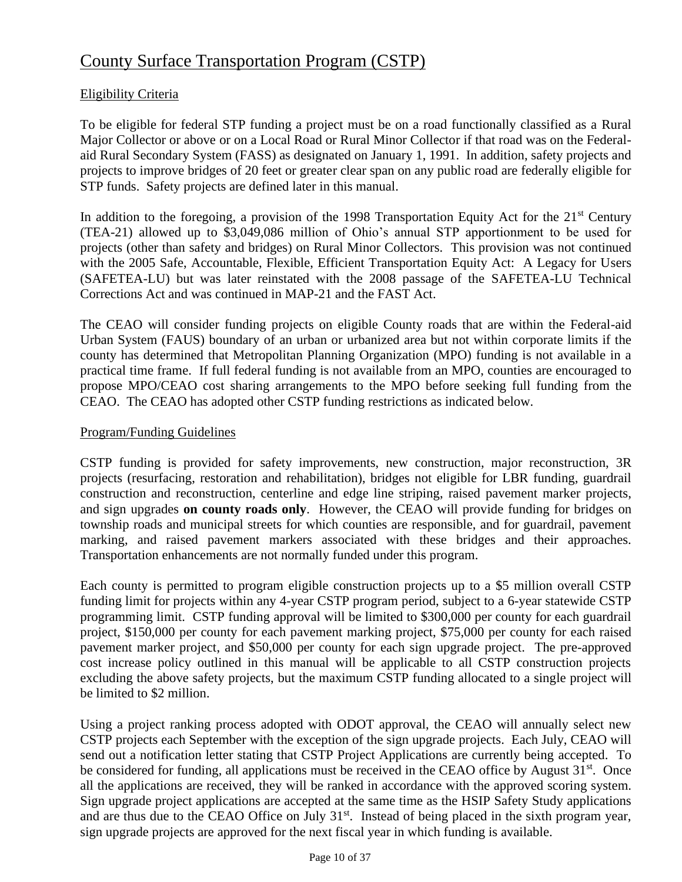# County Surface Transportation Program (CSTP)

## Eligibility Criteria

To be eligible for federal STP funding a project must be on a road functionally classified as a Rural Major Collector or above or on a Local Road or Rural Minor Collector if that road was on the Federal-aid Rural Secondary System (FASS) as designated on January 1, 1991. In addition, safety projects and projects to improve bridges of 20 feet or greater clear span on any public road are federally eligible for STP funds. Safety projects are defined later in this manual.

In addition to the foregoing, a provision of the 1998 Transportation Equity Act for the 21st Century (TEA-21) allowed up to $3,049,086 million of Ohio's annual STP apportionment to be used for projects (other than safety and bridges) on Rural Minor Collectors. This provision was not continued with the 2005 Safe, Accountable, Flexible, Efficient Transportation Equity Act: A Legacy for Users (SAFETEA-LU) but was later reinstated with the 2008 passage of the SAFETEA-LU Technical Corrections Act and was continued in MAP-21 and the FAST Act.

The CEAO will consider funding projects on eligible County roads that are within the Federal-aid Urban System (FAUS) boundary of an urban or urbanized area but not within corporate limits if the county has determined that Metropolitan Planning Organization (MPO) funding is not available in a practical time frame. If full federal funding is not available from an MPO, counties are encouraged to propose MPO/CEAO cost sharing arrangements to the MPO before seeking full funding from the CEAO. The CEAO has adopted other CSTP funding restrictions as indicated below.

## Program/Funding Guidelines

CSTP funding is provided for safety improvements, new construction, major reconstruction, 3R projects (resurfacing, restoration and rehabilitation), bridges not eligible for LBR funding, guardrail construction and reconstruction, centerline and edge line striping, raised pavement marker projects, and sign upgrades **on county roads only**. However, the CEAO will provide funding for bridges on township roads and municipal streets for which counties are responsible, and for guardrail, pavement marking, and raised pavement markers associated with these bridges and their approaches. Transportation enhancements are not normally funded under this program.

Each county is permitted to program eligible construction projects up to a $5 million overall CSTP funding limit for projects within any 4-year CSTP program period, subject to a 6-year statewide CSTP programming limit. CSTP funding approval will be limited to $300,000 per county for each guardrail project, $150,000 per county for each pavement marking project, $75,000 per county for each raised pavement marker project, and $50,000 per county for each sign upgrade project. The pre-approved cost increase policy outlined in this manual will be applicable to all CSTP construction projects excluding the above safety projects, but the maximum CSTP funding allocated to a single project will be limited to $2 million.

Using a project ranking process adopted with ODOT approval, the CEAO will annually select new CSTP projects each September with the exception of the sign upgrade projects. Each July, CEAO will send out a notification letter stating that CSTP Project Applications are currently being accepted. To be considered for funding, all applications must be received in the CEAO office by August 31st. Once all the applications are received, they will be ranked in accordance with the approved scoring system. Sign upgrade project applications are accepted at the same time as the HSIP Safety Study applications and are thus due to the CEAO Office on July 31st. Instead of being placed in the sixth program year, sign upgrade projects are approved for the next fiscal year in which funding is available.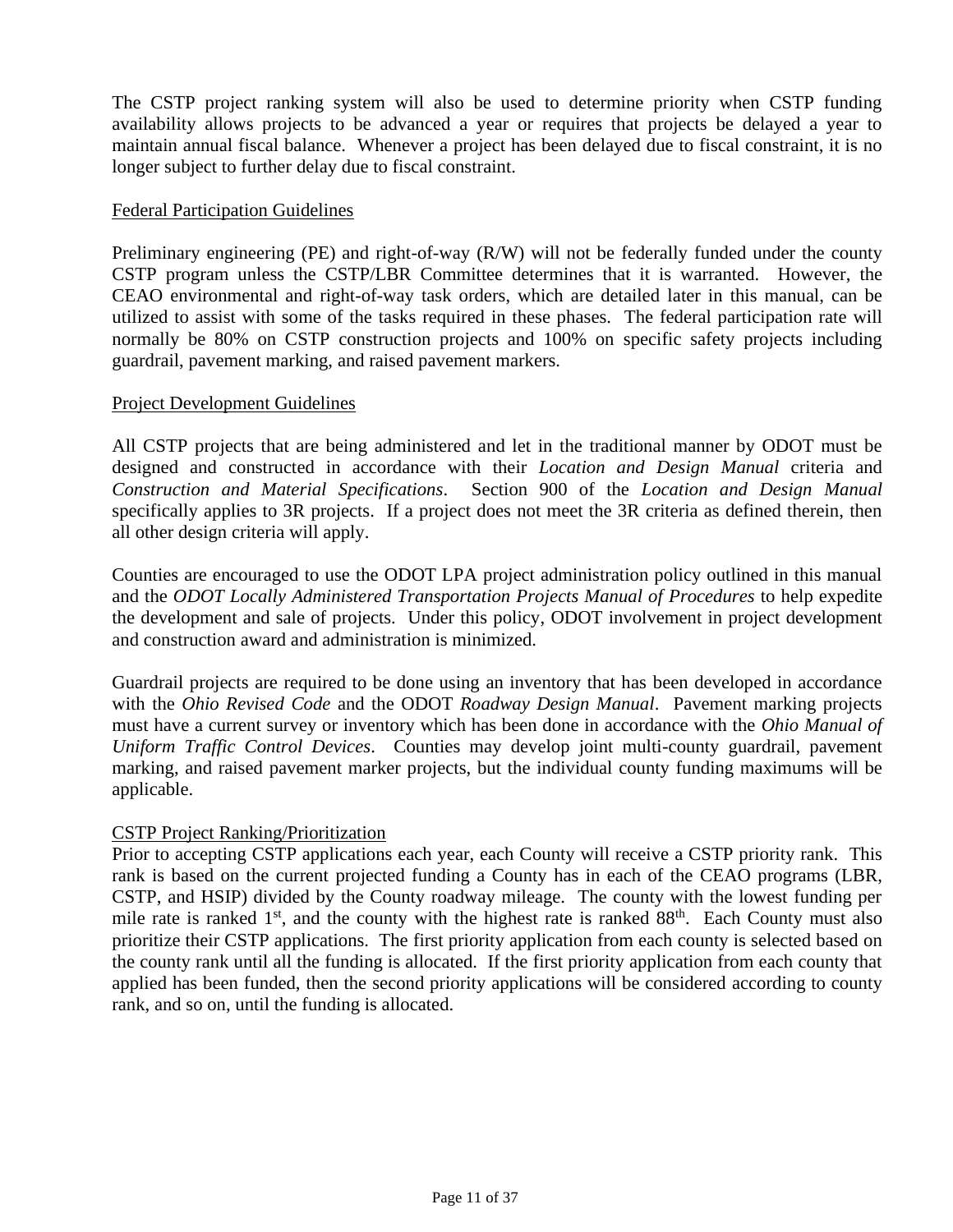The CSTP project ranking system will also be used to determine priority when CSTP funding availability allows projects to be advanced a year or requires that projects be delayed a year to maintain annual fiscal balance. Whenever a project has been delayed due to fiscal constraint, it is no longer subject to further delay due to fiscal constraint.

<u>Federal Participation Guidelines</u>

Preliminary engineering (PE) and right-of-way (R/W) will not be federally funded under the county CSTP program unless the CSTP/LBR Committee determines that it is warranted. However, the CEAO environmental and right-of-way task orders, which are detailed later in this manual, can be utilized to assist with some of the tasks required in these phases. The federal participation rate will normally be 80% on CSTP construction projects and 100% on specific safety projects including guardrail, pavement marking, and raised pavement markers.

<u>Project Development Guidelines</u>

All CSTP projects that are being administered and let in the traditional manner by ODOT must be designed and constructed in accordance with their *Location and Design Manual* criteria and *Construction and Material Specifications*. Section 900 of the *Location and Design Manual* specifically applies to 3R projects. If a project does not meet the 3R criteria as defined therein, then all other design criteria will apply.

Counties are encouraged to use the ODOT LPA project administration policy outlined in this manual and the *ODOT Locally Administered Transportation Projects Manual of Procedures* to help expedite the development and sale of projects. Under this policy, ODOT involvement in project development and construction award and administration is minimized.

Guardrail projects are required to be done using an inventory that has been developed in accordance with the *Ohio Revised Code* and the ODOT *Roadway Design Manual*. Pavement marking projects must have a current survey or inventory which has been done in accordance with the *Ohio Manual of Uniform Traffic Control Devices*. Counties may develop joint multi-county guardrail, pavement marking, and raised pavement marker projects, but the individual county funding maximums will be applicable.

<u>CSTP Project Ranking/Prioritization</u>

Prior to accepting CSTP applications each year, each County will receive a CSTP priority rank. This rank is based on the current projected funding a County has in each of the CEAO programs (LBR, CSTP, and HSIP) divided by the County roadway mileage. The county with the lowest funding per mile rate is ranked 1st, and the county with the highest rate is ranked 88th. Each County must also prioritize their CSTP applications. The first priority application from each county is selected based on the county rank until all the funding is allocated. If the first priority application from each county that applied has been funded, then the second priority applications will be considered according to county rank, and so on, until the funding is allocated.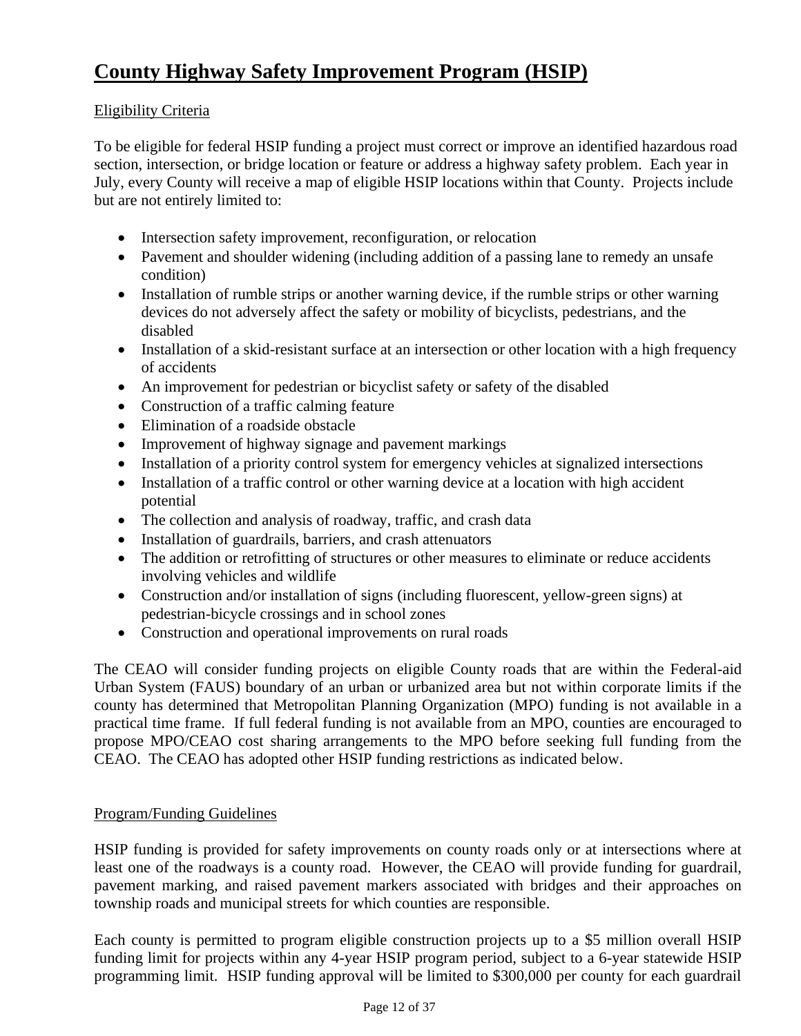# County Highway Safety Improvement Program (HSIP)

Eligibility Criteria

To be eligible for federal HSIP funding a project must correct or improve an identified hazardous road section, intersection, or bridge location or feature or address a highway safety problem. Each year in July, every County will receive a map of eligible HSIP locations within that County. Projects include but are not entirely limited to:

- Intersection safety improvement, reconfiguration, or relocation
- Pavement and shoulder widening (including addition of a passing lane to remedy an unsafe condition)
- Installation of rumble strips or another warning device, if the rumble strips or other warning devices do not adversely affect the safety or mobility of bicyclists, pedestrians, and the disabled
- Installation of a skid-resistant surface at an intersection or other location with a high frequency of accidents
- An improvement for pedestrian or bicyclist safety or safety of the disabled
- Construction of a traffic calming feature
- Elimination of a roadside obstacle
- Improvement of highway signage and pavement markings
- Installation of a priority control system for emergency vehicles at signalized intersections
- Installation of a traffic control or other warning device at a location with high accident potential
- The collection and analysis of roadway, traffic, and crash data
- Installation of guardrails, barriers, and crash attenuators
- The addition or retrofitting of structures or other measures to eliminate or reduce accidents involving vehicles and wildlife
- Construction and/or installation of signs (including fluorescent, yellow-green signs) at pedestrian-bicycle crossings and in school zones
- Construction and operational improvements on rural roads

The CEAO will consider funding projects on eligible County roads that are within the Federal-aid Urban System (FAUS) boundary of an urban or urbanized area but not within corporate limits if the county has determined that Metropolitan Planning Organization (MPO) funding is not available in a practical time frame. If full federal funding is not available from an MPO, counties are encouraged to propose MPO/CEAO cost sharing arrangements to the MPO before seeking full funding from the CEAO. The CEAO has adopted other HSIP funding restrictions as indicated below.

Program/Funding Guidelines

HSIP funding is provided for safety improvements on county roads only or at intersections where at least one of the roadways is a county road. However, the CEAO will provide funding for guardrail, pavement marking, and raised pavement markers associated with bridges and their approaches on township roads and municipal streets for which counties are responsible.

Each county is permitted to program eligible construction projects up to a $5 million overall HSIP funding limit for projects within any 4-year HSIP program period, subject to a 6-year statewide HSIP programming limit. HSIP funding approval will be limited to $300,000 per county for each guardrail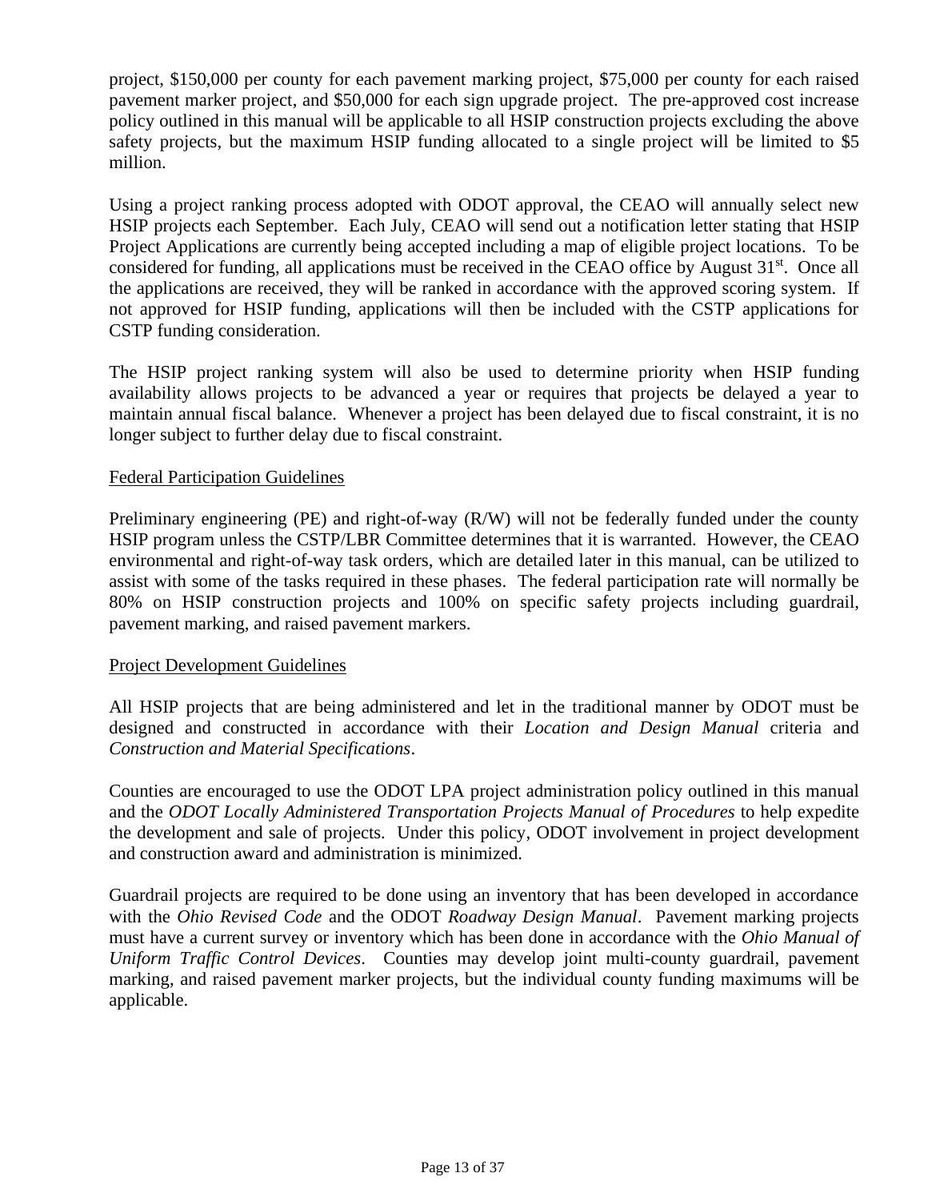project, $150,000 per county for each pavement marking project, $75,000 per county for each raised pavement marker project, and $50,000 for each sign upgrade project. The pre-approved cost increase policy outlined in this manual will be applicable to all HSIP construction projects excluding the above safety projects, but the maximum HSIP funding allocated to a single project will be limited to $5 million.

Using a project ranking process adopted with ODOT approval, the CEAO will annually select new HSIP projects each September. Each July, CEAO will send out a notification letter stating that HSIP Project Applications are currently being accepted including a map of eligible project locations. To be considered for funding, all applications must be received in the CEAO office by August 31st. Once all the applications are received, they will be ranked in accordance with the approved scoring system. If not approved for HSIP funding, applications will then be included with the CSTP applications for CSTP funding consideration.

The HSIP project ranking system will also be used to determine priority when HSIP funding availability allows projects to be advanced a year or requires that projects be delayed a year to maintain annual fiscal balance. Whenever a project has been delayed due to fiscal constraint, it is no longer subject to further delay due to fiscal constraint.

## Federal Participation Guidelines

Preliminary engineering (PE) and right-of-way (R/W) will not be federally funded under the county HSIP program unless the CSTP/LBR Committee determines that it is warranted. However, the CEAO environmental and right-of-way task orders, which are detailed later in this manual, can be utilized to assist with some of the tasks required in these phases. The federal participation rate will normally be 80% on HSIP construction projects and 100% on specific safety projects including guardrail, pavement marking, and raised pavement markers.

## Project Development Guidelines

All HSIP projects that are being administered and let in the traditional manner by ODOT must be designed and constructed in accordance with their *Location and Design Manual* criteria and *Construction and Material Specifications*.

Counties are encouraged to use the ODOT LPA project administration policy outlined in this manual and the *ODOT Locally Administered Transportation Projects Manual of Procedures* to help expedite the development and sale of projects. Under this policy, ODOT involvement in project development and construction award and administration is minimized.

Guardrail projects are required to be done using an inventory that has been developed in accordance with the *Ohio Revised Code* and the ODOT *Roadway Design Manual*. Pavement marking projects must have a current survey or inventory which has been done in accordance with the *Ohio Manual of Uniform Traffic Control Devices*. Counties may develop joint multi-county guardrail, pavement marking, and raised pavement marker projects, but the individual county funding maximums will be applicable.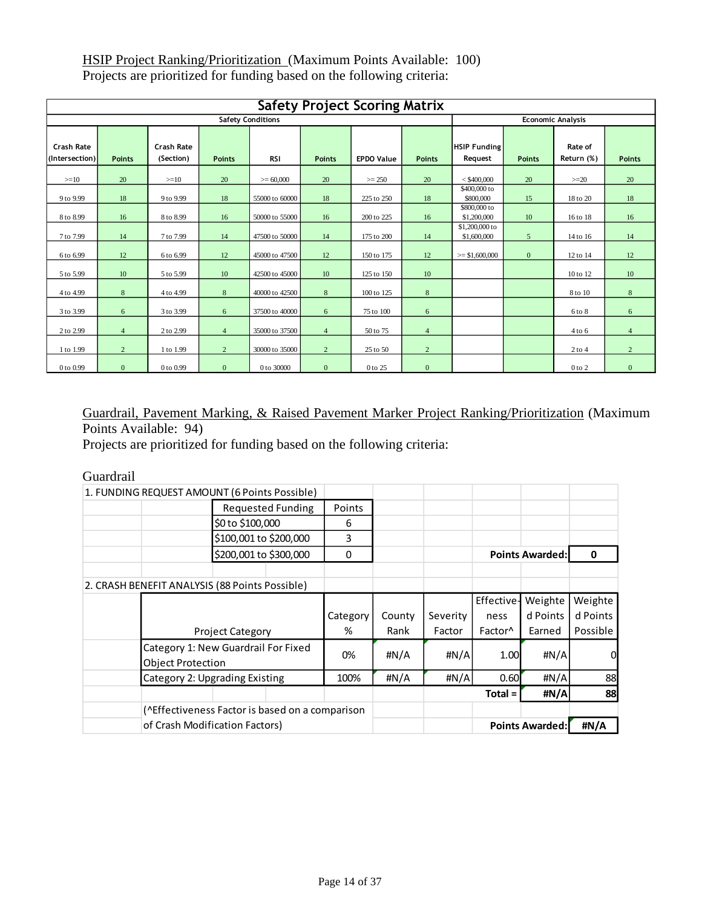<u>HSIP Project Ranking/Prioritization</u> (Maximum Points Available: 100)
Projects are prioritized for funding based on the following criteria:

| Safety Project Scoring Matrix | | | | | | | | | | | |
|---|---|---|---|---|---|---|---|---|---|---|---|
| Safety Conditions | | | | | | | | Economic Analysis | | | |
| Crash Rate (Intersection) | Points | Crash Rate (Section) | Points | RSI | Points | EPDO Value | Points | HSIP Funding Request | Points | Rate of Return (%) | Points |
| >=10 | 20 | >=10 | 20 | >= 60,000 | 20 | >= 250 | 20 | < $400,000 | 20 | >=20 | 20 |
| 9 to 9.99 | 18 | 9 to 9.99 | 18 | 55000 to 60000 | 18 | 225 to 250 | 18 | $400,000 to $800,000 | 15 | 18 to 20 | 18 |
| 8 to 8.99 | 16 | 8 to 8.99 | 16 | 50000 to 55000 | 16 | 200 to 225 | 16 | $800,000 to $1,200,000 | 10 | 16 to 18 | 16 |
| 7 to 7.99 | 14 | 7 to 7.99 | 14 | 47500 to 50000 | 14 | 175 to 200 | 14 | $1,200,000 to $1,600,000 | 5 | 14 to 16 | 14 |
| 6 to 6.99 | 12 | 6 to 6.99 | 12 | 45000 to 47500 | 12 | 150 to 175 | 12 | >= $1,600,000 | 0 | 12 to 14 | 12 |
| 5 to 5.99 | 10 | 5 to 5.99 | 10 | 42500 to 45000 | 10 | 125 to 150 | 10 | | | 10 to 12 | 10 |
| 4 to 4.99 | 8 | 4 to 4.99 | 8 | 40000 to 42500 | 8 | 100 to 125 | 8 | | | 8 to 10 | 8 |
| 3 to 3.99 | 6 | 3 to 3.99 | 6 | 37500 to 40000 | 6 | 75 to 100 | 6 | | | 6 to 8 | 6 |
| 2 to 2.99 | 4 | 2 to 2.99 | 4 | 35000 to 37500 | 4 | 50 to 75 | 4 | | | 4 to 6 | 4 |
| 1 to 1.99 | 2 | 1 to 1.99 | 2 | 30000 to 35000 | 2 | 25 to 50 | 2 | | | 2 to 4 | 2 |
| 0 to 0.99 | 0 | 0 to 0.99 | 0 | 0 to 30000 | 0 | 0 to 25 | 0 | | | 0 to 2 | 0 |

<u>Guardrail, Pavement Marking, & Raised Pavement Marker Project Ranking/Prioritization</u> (Maximum Points Available: 94)
Projects are prioritized for funding based on the following criteria:

Guardrail

1. FUNDING REQUEST AMOUNT (6 Points Possible)

| Requested Funding | Points |
|---|---|
| $0 to $100,000 | 6 |
| $100,001 to $200,000 | 3 |
| $200,001 to $300,000 | 0 |

**Points Awarded:** 0

2. CRASH BENEFIT ANALYSIS (88 Points Possible)

| Project Category | Category % | County Rank | Severity Factor | Effectiveness Factor^ | Weighted Points Earned | Weighted Points Possible |
|---|---|---|---|---|---|---|
| Category 1: New Guardrail For Fixed Object Protection | 0% | #N/A | #N/A | 1.00 | #N/A | 0 |
| Category 2: Upgrading Existing | 100% | #N/A | #N/A | 0.60 | #N/A | 88 |
| | | | | Total = | #N/A | 88 |

(^Effectiveness Factor is based on a comparison of Crash Modification Factors)

**Points Awarded:** #N/A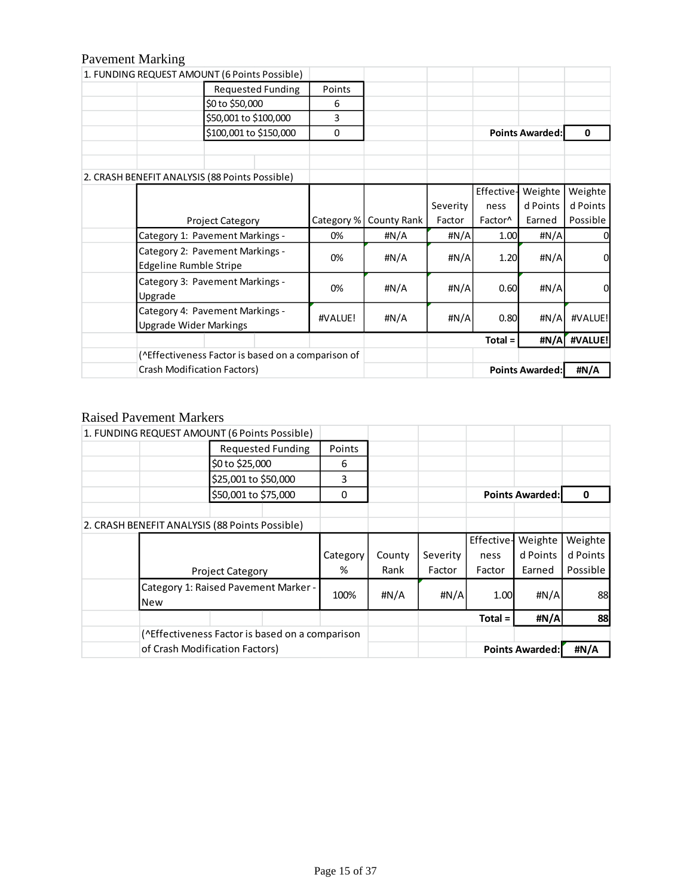## Pavement Marking

1. FUNDING REQUEST AMOUNT (6 Points Possible)

| Requested Funding | Points |
|---|---|
| $0 to $50,000 | 6 |
| $50,001 to $100,000 | 3 |
| $100,001 to $150,000 | 0 |

**Points Awarded:** **0**

2. CRASH BENEFIT ANALYSIS (88 Points Possible)

| Project Category | Category % | County Rank | Severity Factor | Effectiveness Factor^ | Weighted Points Earned | Weighted Points Possible |
|---|---|---|---|---|---|---|
| Category 1: Pavement Markings - | 0% | #N/A | #N/A | 1.00 | #N/A | 0 |
| Category 2: Pavement Markings - Edgeline Rumble Stripe | 0% | #N/A | #N/A | 1.20 | #N/A | 0 |
| Category 3: Pavement Markings - Upgrade | 0% | #N/A | #N/A | 0.60 | #N/A | 0 |
| Category 4: Pavement Markings - Upgrade Wider Markings | #VALUE! | #N/A | #N/A | 0.80 | #N/A | #VALUE! |
| | | | | **Total =** | **#N/A** | **#VALUE!** |

(^Effectiveness Factor is based on a comparison of Crash Modification Factors)

**Points Awarded:** **#N/A**

## Raised Pavement Markers

1. FUNDING REQUEST AMOUNT (6 Points Possible)

| Requested Funding | Points |
|---|---|
| $0 to $25,000 | 6 |
| $25,001 to $50,000 | 3 |
| $50,001 to $75,000 | 0 |

**Points Awarded:** **0**

2. CRASH BENEFIT ANALYSIS (88 Points Possible)

| Project Category | Category % | County Rank | Severity Factor | Effectiveness Factor | Weighted Points Earned | Weighted Points Possible |
|---|---|---|---|---|---|---|
| Category 1: Raised Pavement Marker - New | 100% | #N/A | #N/A | 1.00 | #N/A | 88 |
| | | | | **Total =** | **#N/A** | **88** |

(^Effectiveness Factor is based on a comparison of Crash Modification Factors)

**Points Awarded:** **#N/A**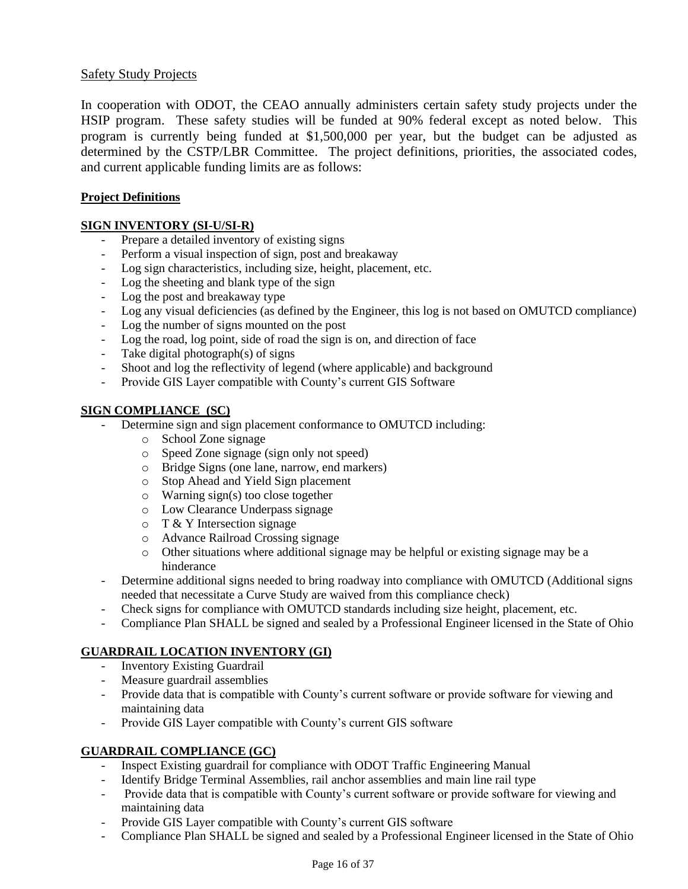## Safety Study Projects

In cooperation with ODOT, the CEAO annually administers certain safety study projects under the HSIP program. These safety studies will be funded at 90% federal except as noted below. This program is currently being funded at $1,500,000 per year, but the budget can be adjusted as determined by the CSTP/LBR Committee. The project definitions, priorities, the associated codes, and current applicable funding limits are as follows:

### Project Definitions

#### SIGN INVENTORY (SI-U/SI-R)

- Prepare a detailed inventory of existing signs
- Perform a visual inspection of sign, post and breakaway
- Log sign characteristics, including size, height, placement, etc.
- Log the sheeting and blank type of the sign
- Log the post and breakaway type
- Log any visual deficiencies (as defined by the Engineer, this log is not based on OMUTCD compliance)
- Log the number of signs mounted on the post
- Log the road, log point, side of road the sign is on, and direction of face
- Take digital photograph(s) of signs
- Shoot and log the reflectivity of legend (where applicable) and background
- Provide GIS Layer compatible with County's current GIS Software

#### SIGN COMPLIANCE (SC)

- Determine sign and sign placement conformance to OMUTCD including:
  - School Zone signage
  - Speed Zone signage (sign only not speed)
  - Bridge Signs (one lane, narrow, end markers)
  - Stop Ahead and Yield Sign placement
  - Warning sign(s) too close together
  - Low Clearance Underpass signage
  - T & Y Intersection signage
  - Advance Railroad Crossing signage
  - Other situations where additional signage may be helpful or existing signage may be a hinderance
- Determine additional signs needed to bring roadway into compliance with OMUTCD (Additional signs needed that necessitate a Curve Study are waived from this compliance check)
- Check signs for compliance with OMUTCD standards including size height, placement, etc.
- Compliance Plan SHALL be signed and sealed by a Professional Engineer licensed in the State of Ohio

#### GUARDRAIL LOCATION INVENTORY (GI)

- Inventory Existing Guardrail
- Measure guardrail assemblies
- Provide data that is compatible with County's current software or provide software for viewing and maintaining data
- Provide GIS Layer compatible with County's current GIS software

#### GUARDRAIL COMPLIANCE (GC)

- Inspect Existing guardrail for compliance with ODOT Traffic Engineering Manual
- Identify Bridge Terminal Assemblies, rail anchor assemblies and main line rail type
- Provide data that is compatible with County's current software or provide software for viewing and maintaining data
- Provide GIS Layer compatible with County's current GIS software
- Compliance Plan SHALL be signed and sealed by a Professional Engineer licensed in the State of Ohio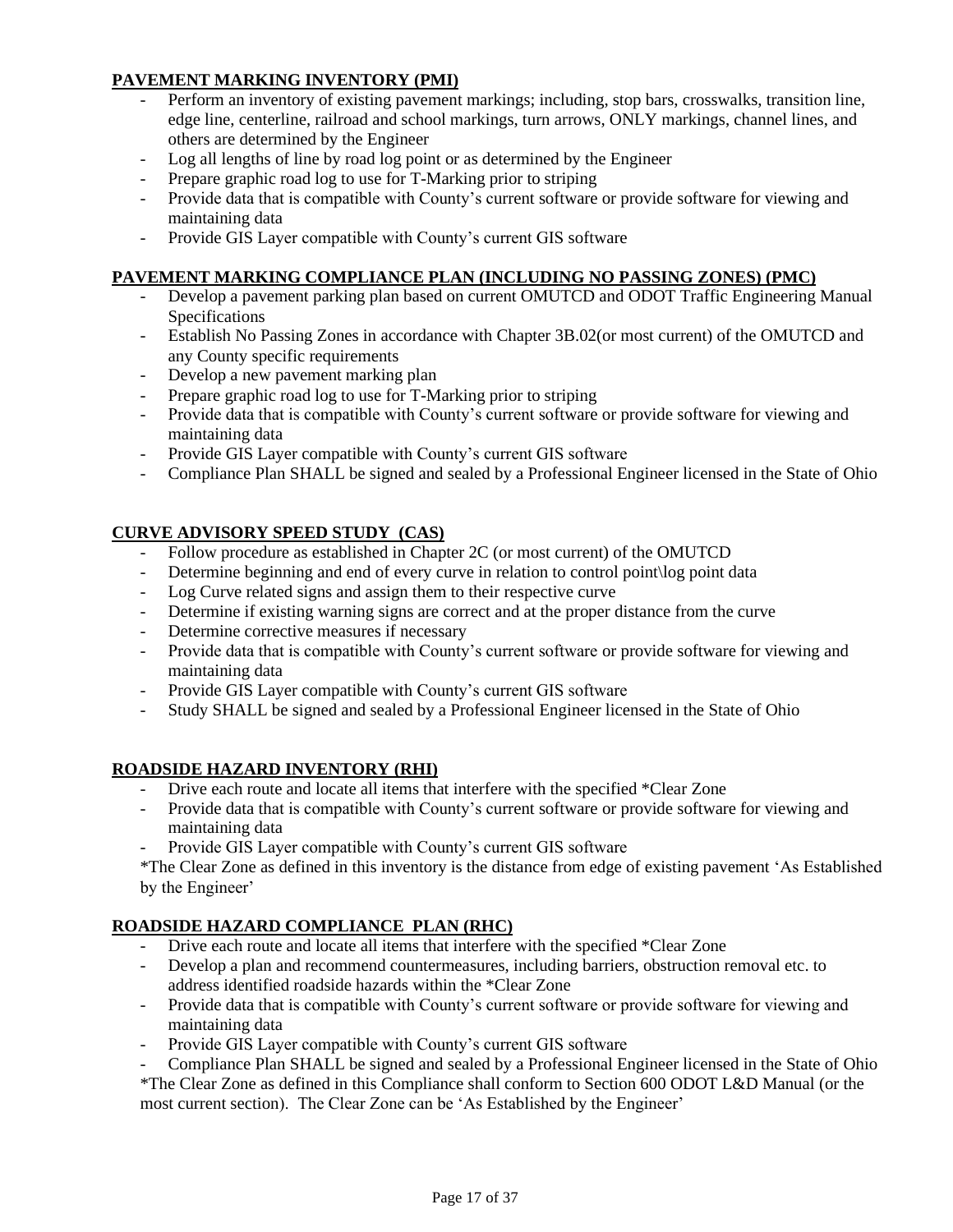**PAVEMENT MARKING INVENTORY (PMI)**

- Perform an inventory of existing pavement markings; including, stop bars, crosswalks, transition line, edge line, centerline, railroad and school markings, turn arrows, ONLY markings, channel lines, and others are determined by the Engineer
- Log all lengths of line by road log point or as determined by the Engineer
- Prepare graphic road log to use for T-Marking prior to striping
- Provide data that is compatible with County's current software or provide software for viewing and maintaining data
- Provide GIS Layer compatible with County's current GIS software

**PAVEMENT MARKING COMPLIANCE PLAN (INCLUDING NO PASSING ZONES) (PMC)**

- Develop a pavement parking plan based on current OMUTCD and ODOT Traffic Engineering Manual Specifications
- Establish No Passing Zones in accordance with Chapter 3B.02(or most current) of the OMUTCD and any County specific requirements
- Develop a new pavement marking plan
- Prepare graphic road log to use for T-Marking prior to striping
- Provide data that is compatible with County's current software or provide software for viewing and maintaining data
- Provide GIS Layer compatible with County's current GIS software
- Compliance Plan SHALL be signed and sealed by a Professional Engineer licensed in the State of Ohio

**CURVE ADVISORY SPEED STUDY (CAS)**

- Follow procedure as established in Chapter 2C (or most current) of the OMUTCD
- Determine beginning and end of every curve in relation to control point\log point data
- Log Curve related signs and assign them to their respective curve
- Determine if existing warning signs are correct and at the proper distance from the curve
- Determine corrective measures if necessary
- Provide data that is compatible with County's current software or provide software for viewing and maintaining data
- Provide GIS Layer compatible with County's current GIS software
- Study SHALL be signed and sealed by a Professional Engineer licensed in the State of Ohio

**ROADSIDE HAZARD INVENTORY (RHI)**

- Drive each route and locate all items that interfere with the specified *Clear Zone
- Provide data that is compatible with County's current software or provide software for viewing and maintaining data
- Provide GIS Layer compatible with County's current GIS software

*The Clear Zone as defined in this inventory is the distance from edge of existing pavement 'As Established by the Engineer'

**ROADSIDE HAZARD COMPLIANCE PLAN (RHC)**

- Drive each route and locate all items that interfere with the specified *Clear Zone
- Develop a plan and recommend countermeasures, including barriers, obstruction removal etc. to address identified roadside hazards within the *Clear Zone
- Provide data that is compatible with County's current software or provide software for viewing and maintaining data
- Provide GIS Layer compatible with County's current GIS software
- Compliance Plan SHALL be signed and sealed by a Professional Engineer licensed in the State of Ohio

*The Clear Zone as defined in this Compliance shall conform to Section 600 ODOT L&D Manual (or the most current section). The Clear Zone can be 'As Established by the Engineer'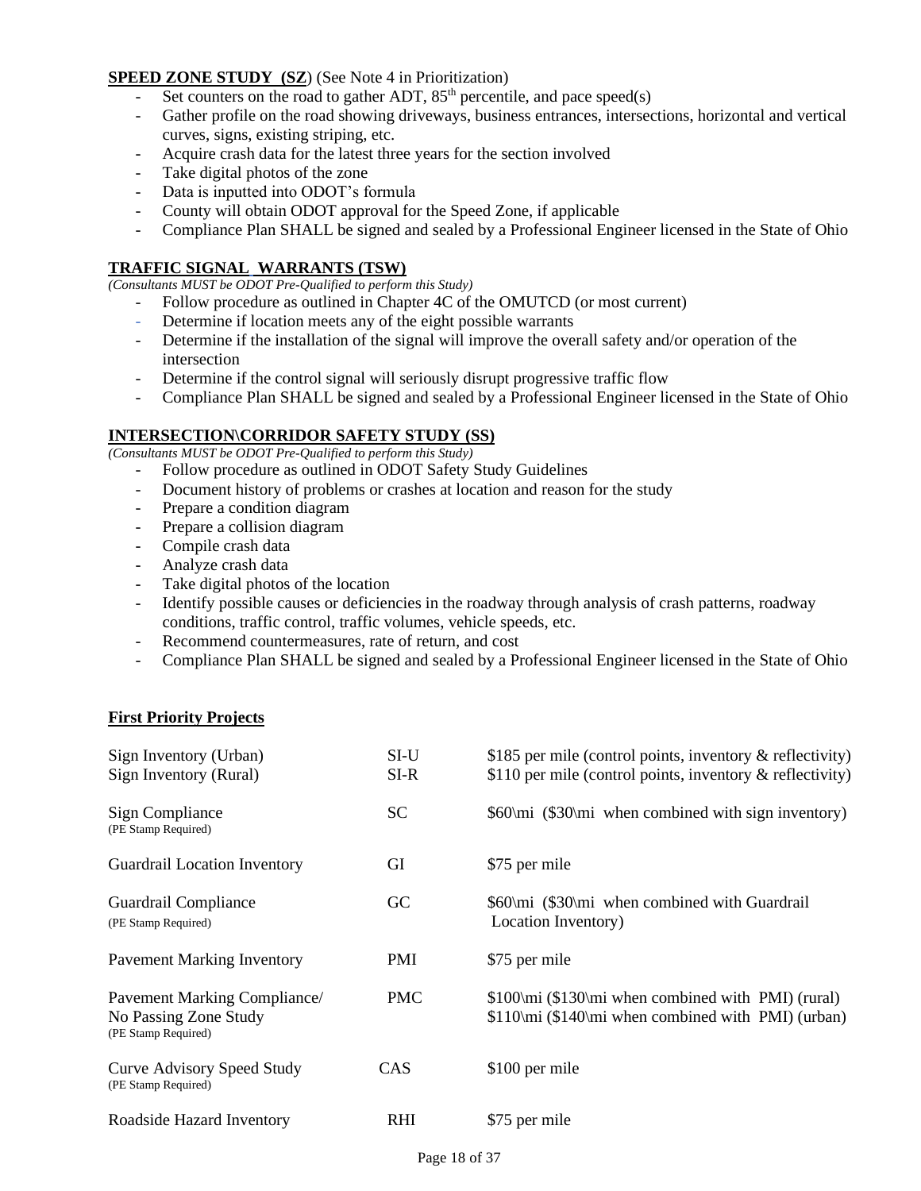**SPEED ZONE STUDY (SZ**) (See Note 4 in Prioritization)

- Set counters on the road to gather ADT, 85th percentile, and pace speed(s)
- Gather profile on the road showing driveways, business entrances, intersections, horizontal and vertical curves, signs, existing striping, etc.
- Acquire crash data for the latest three years for the section involved
- Take digital photos of the zone
- Data is inputted into ODOT's formula
- County will obtain ODOT approval for the Speed Zone, if applicable
- Compliance Plan SHALL be signed and sealed by a Professional Engineer licensed in the State of Ohio

**TRAFFIC SIGNAL WARRANTS (TSW)**

*(Consultants MUST be ODOT Pre-Qualified to perform this Study)*

- Follow procedure as outlined in Chapter 4C of the OMUTCD (or most current)
- Determine if location meets any of the eight possible warrants
- Determine if the installation of the signal will improve the overall safety and/or operation of the intersection
- Determine if the control signal will seriously disrupt progressive traffic flow
- Compliance Plan SHALL be signed and sealed by a Professional Engineer licensed in the State of Ohio

**INTERSECTION\CORRIDOR SAFETY STUDY (SS)**

*(Consultants MUST be ODOT Pre-Qualified to perform this Study)*

- Follow procedure as outlined in ODOT Safety Study Guidelines
- Document history of problems or crashes at location and reason for the study
- Prepare a condition diagram
- Prepare a collision diagram
- Compile crash data
- Analyze crash data
- Take digital photos of the location
- Identify possible causes or deficiencies in the roadway through analysis of crash patterns, roadway conditions, traffic control, traffic volumes, vehicle speeds, etc.
- Recommend countermeasures, rate of return, and cost
- Compliance Plan SHALL be signed and sealed by a Professional Engineer licensed in the State of Ohio

**First Priority Projects**

| Project | Code | Cost |
|---|---|---|
| Sign Inventory (Urban) | SI-U | \$185 per mile (control points, inventory & reflectivity) |
| Sign Inventory (Rural) | SI-R | \$110 per mile (control points, inventory & reflectivity) |
| Sign Compliance (PE Stamp Required) | SC | \$60\mi (\$30\mi when combined with sign inventory) |
| Guardrail Location Inventory | GI | \$75 per mile |
| Guardrail Compliance (PE Stamp Required) | GC | \$60\mi (\$30\mi when combined with Guardrail Location Inventory) |
| Pavement Marking Inventory | PMI | \$75 per mile |
| Pavement Marking Compliance/ No Passing Zone Study (PE Stamp Required) | PMC | \$100\mi (\$130\mi when combined with PMI) (rural)<br>\$110\mi (\$140\mi when combined with PMI) (urban) |
| Curve Advisory Speed Study (PE Stamp Required) | CAS | \$100 per mile |
| Roadside Hazard Inventory | RHI | \$75 per mile |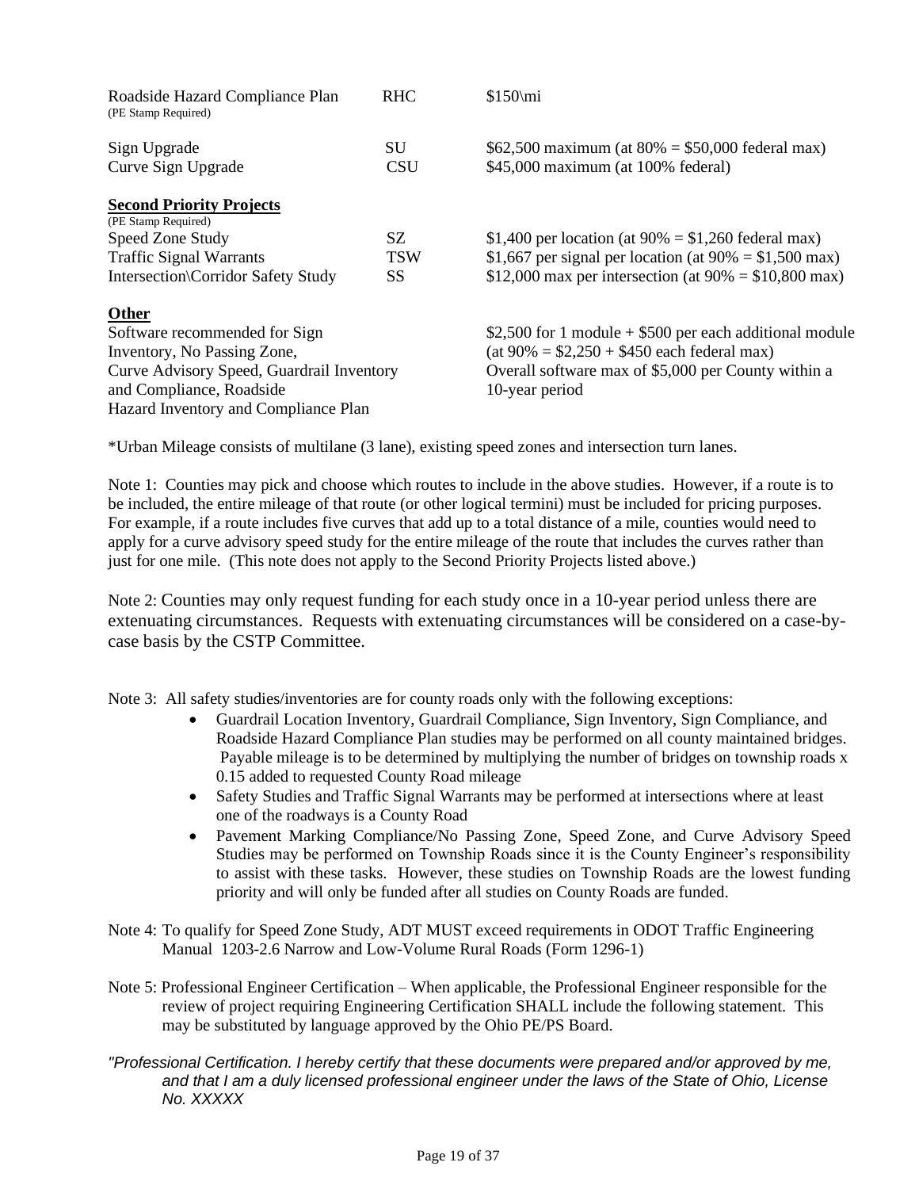| | | |
|---|---|---|
| Roadside Hazard Compliance Plan (PE Stamp Required) | RHC | $150\mi |
| Sign Upgrade | SU | $62,500 maximum (at 80% = $50,000 federal max) |
| Curve Sign Upgrade | CSU | $45,000 maximum (at 100% federal) |
| **Second Priority Projects** (PE Stamp Required) | | |
| Speed Zone Study | SZ | $1,400 per location (at 90% = $1,260 federal max) |
| Traffic Signal Warrants | TSW | $1,667 per signal per location (at 90% = $1,500 max) |
| Intersection\Corridor Safety Study | SS | $12,000 max per intersection (at 90% = $10,800 max) |
| **Other** | | |
| Software recommended for Sign Inventory, No Passing Zone, Curve Advisory Speed, Guardrail Inventory and Compliance, Roadside Hazard Inventory and Compliance Plan | | $2,500 for 1 module + $500 per each additional module (at 90% = $2,250 + $450 each federal max) Overall software max of $5,000 per County within a 10-year period |

*Urban Mileage consists of multilane (3 lane), existing speed zones and intersection turn lanes.

Note 1: Counties may pick and choose which routes to include in the above studies. However, if a route is to be included, the entire mileage of that route (or other logical termini) must be included for pricing purposes. For example, if a route includes five curves that add up to a total distance of a mile, counties would need to apply for a curve advisory speed study for the entire mileage of the route that includes the curves rather than just for one mile. (This note does not apply to the Second Priority Projects listed above.)

Note 2: Counties may only request funding for each study once in a 10-year period unless there are extenuating circumstances. Requests with extenuating circumstances will be considered on a case-by-case basis by the CSTP Committee.

Note 3: All safety studies/inventories are for county roads only with the following exceptions:

- Guardrail Location Inventory, Guardrail Compliance, Sign Inventory, Sign Compliance, and Roadside Hazard Compliance Plan studies may be performed on all county maintained bridges. Payable mileage is to be determined by multiplying the number of bridges on township roads x 0.15 added to requested County Road mileage
- Safety Studies and Traffic Signal Warrants may be performed at intersections where at least one of the roadways is a County Road
- Pavement Marking Compliance/No Passing Zone, Speed Zone, and Curve Advisory Speed Studies may be performed on Township Roads since it is the County Engineer's responsibility to assist with these tasks. However, these studies on Township Roads are the lowest funding priority and will only be funded after all studies on County Roads are funded.

Note 4: To qualify for Speed Zone Study, ADT MUST exceed requirements in ODOT Traffic Engineering Manual 1203-2.6 Narrow and Low-Volume Rural Roads (Form 1296-1)

Note 5: Professional Engineer Certification – When applicable, the Professional Engineer responsible for the review of project requiring Engineering Certification SHALL include the following statement. This may be substituted by language approved by the Ohio PE/PS Board.

*"Professional Certification. I hereby certify that these documents were prepared and/or approved by me, and that I am a duly licensed professional engineer under the laws of the State of Ohio, License No. XXXXX*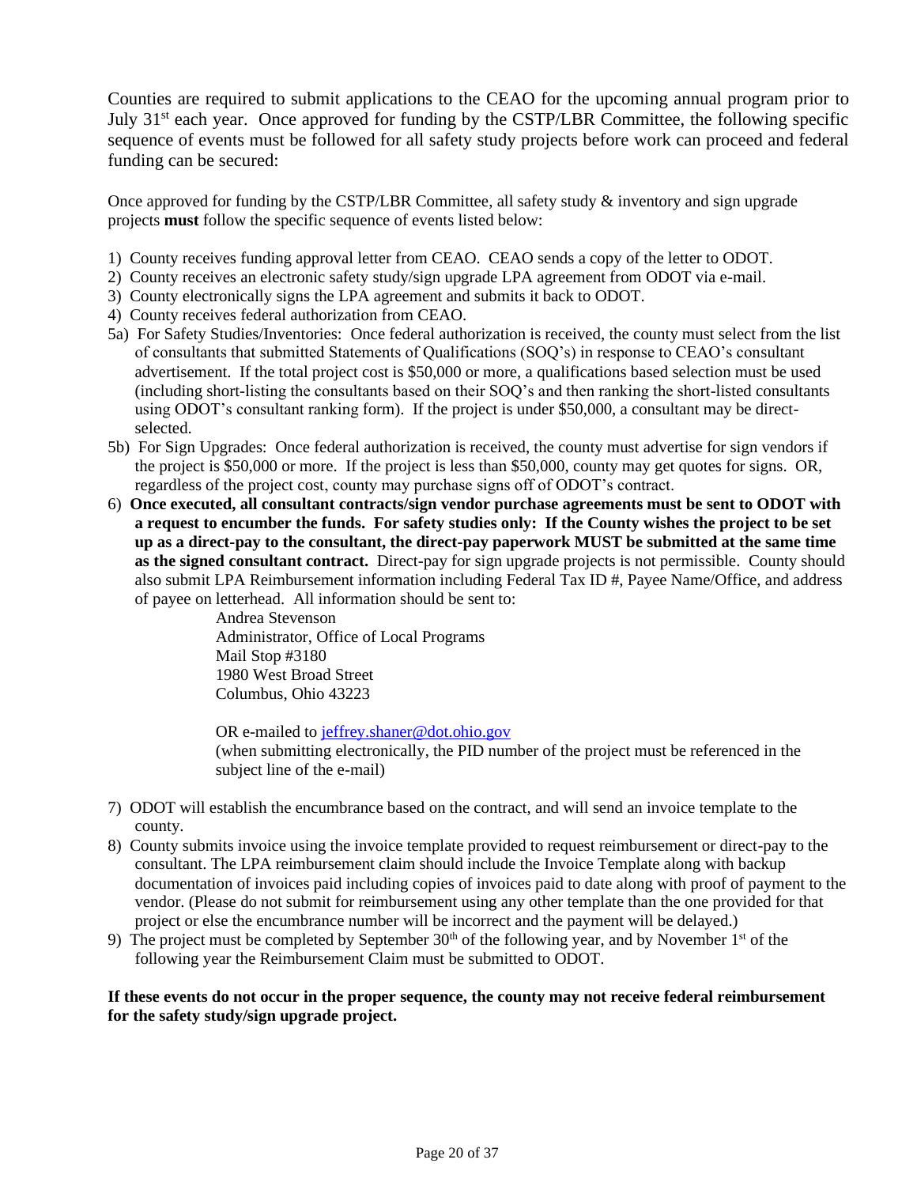Counties are required to submit applications to the CEAO for the upcoming annual program prior to July 31st each year. Once approved for funding by the CSTP/LBR Committee, the following specific sequence of events must be followed for all safety study projects before work can proceed and federal funding can be secured:

Once approved for funding by the CSTP/LBR Committee, all safety study & inventory and sign upgrade projects **must** follow the specific sequence of events listed below:

1) County receives funding approval letter from CEAO. CEAO sends a copy of the letter to ODOT.
2) County receives an electronic safety study/sign upgrade LPA agreement from ODOT via e-mail.
3) County electronically signs the LPA agreement and submits it back to ODOT.
4) County receives federal authorization from CEAO.

5a) For Safety Studies/Inventories: Once federal authorization is received, the county must select from the list of consultants that submitted Statements of Qualifications (SOQ's) in response to CEAO's consultant advertisement. If the total project cost is $50,000 or more, a qualifications based selection must be used (including short-listing the consultants based on their SOQ's and then ranking the short-listed consultants using ODOT's consultant ranking form). If the project is under $50,000, a consultant may be direct-selected.

5b) For Sign Upgrades: Once federal authorization is received, the county must advertise for sign vendors if the project is $50,000 or more. If the project is less than $50,000, county may get quotes for signs. OR, regardless of the project cost, county may purchase signs off of ODOT's contract.

6) **Once executed, all consultant contracts/sign vendor purchase agreements must be sent to ODOT with a request to encumber the funds. For safety studies only: If the County wishes the project to be set up as a direct-pay to the consultant, the direct-pay paperwork MUST be submitted at the same time as the signed consultant contract.** Direct-pay for sign upgrade projects is not permissible. County should also submit LPA Reimbursement information including Federal Tax ID #, Payee Name/Office, and address of payee on letterhead. All information should be sent to:

   Andrea Stevenson
   Administrator, Office of Local Programs
   Mail Stop #3180
   1980 West Broad Street
   Columbus, Ohio 43223

   OR e-mailed to jeffrey.shaner@dot.ohio.gov
   (when submitting electronically, the PID number of the project must be referenced in the subject line of the e-mail)

7) ODOT will establish the encumbrance based on the contract, and will send an invoice template to the county.
8) County submits invoice using the invoice template provided to request reimbursement or direct-pay to the consultant. The LPA reimbursement claim should include the Invoice Template along with backup documentation of invoices paid including copies of invoices paid to date along with proof of payment to the vendor. (Please do not submit for reimbursement using any other template than the one provided for that project or else the encumbrance number will be incorrect and the payment will be delayed.)
9) The project must be completed by September 30th of the following year, and by November 1st of the following year the Reimbursement Claim must be submitted to ODOT.

**If these events do not occur in the proper sequence, the county may not receive federal reimbursement for the safety study/sign upgrade project.**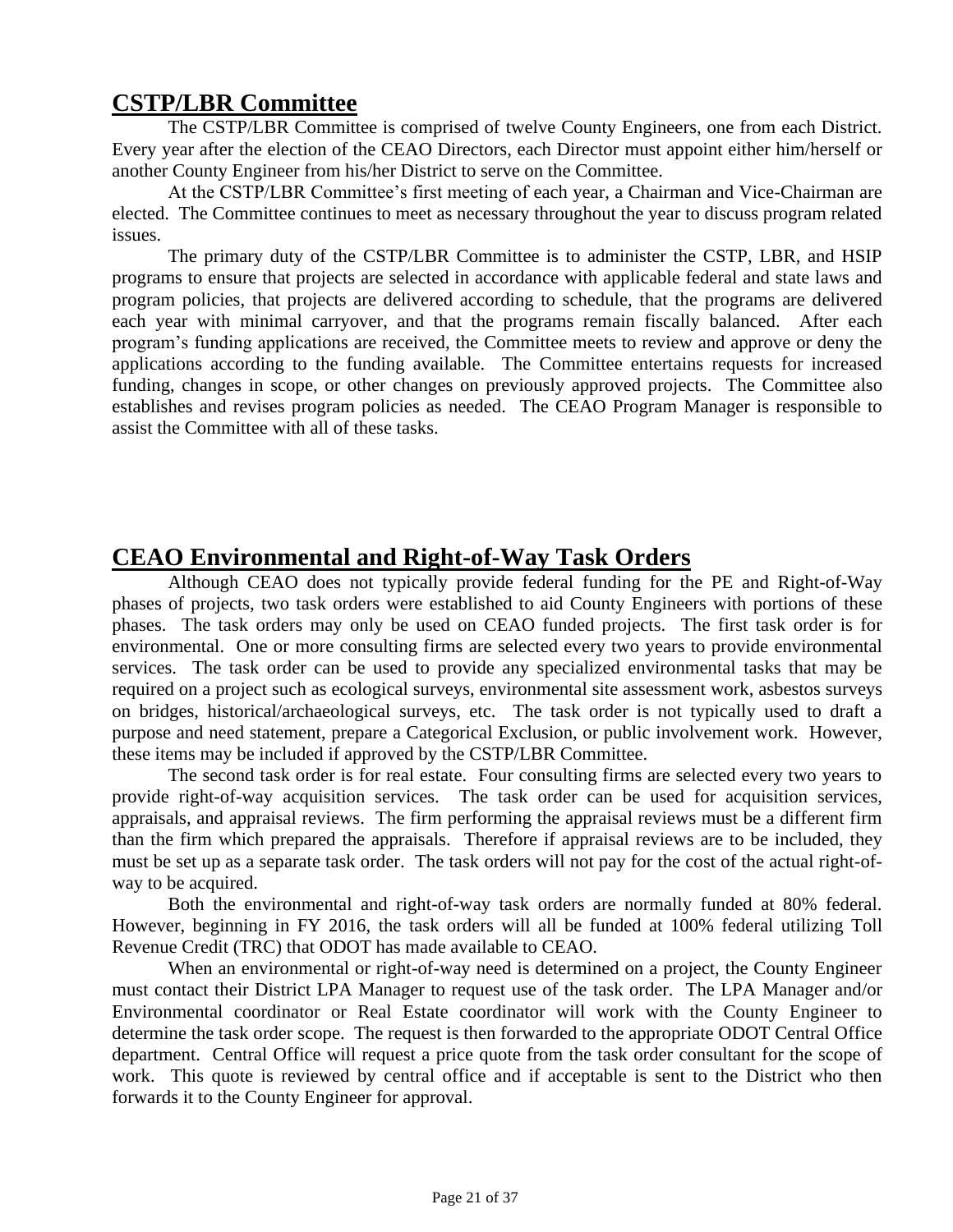## CSTP/LBR Committee

The CSTP/LBR Committee is comprised of twelve County Engineers, one from each District. Every year after the election of the CEAO Directors, each Director must appoint either him/herself or another County Engineer from his/her District to serve on the Committee.

At the CSTP/LBR Committee's first meeting of each year, a Chairman and Vice-Chairman are elected. The Committee continues to meet as necessary throughout the year to discuss program related issues.

The primary duty of the CSTP/LBR Committee is to administer the CSTP, LBR, and HSIP programs to ensure that projects are selected in accordance with applicable federal and state laws and program policies, that projects are delivered according to schedule, that the programs are delivered each year with minimal carryover, and that the programs remain fiscally balanced. After each program's funding applications are received, the Committee meets to review and approve or deny the applications according to the funding available. The Committee entertains requests for increased funding, changes in scope, or other changes on previously approved projects. The Committee also establishes and revises program policies as needed. The CEAO Program Manager is responsible to assist the Committee with all of these tasks.

## CEAO Environmental and Right-of-Way Task Orders

Although CEAO does not typically provide federal funding for the PE and Right-of-Way phases of projects, two task orders were established to aid County Engineers with portions of these phases. The task orders may only be used on CEAO funded projects. The first task order is for environmental. One or more consulting firms are selected every two years to provide environmental services. The task order can be used to provide any specialized environmental tasks that may be required on a project such as ecological surveys, environmental site assessment work, asbestos surveys on bridges, historical/archaeological surveys, etc. The task order is not typically used to draft a purpose and need statement, prepare a Categorical Exclusion, or public involvement work. However, these items may be included if approved by the CSTP/LBR Committee.

The second task order is for real estate. Four consulting firms are selected every two years to provide right-of-way acquisition services. The task order can be used for acquisition services, appraisals, and appraisal reviews. The firm performing the appraisal reviews must be a different firm than the firm which prepared the appraisals. Therefore if appraisal reviews are to be included, they must be set up as a separate task order. The task orders will not pay for the cost of the actual right-of-way to be acquired.

Both the environmental and right-of-way task orders are normally funded at 80% federal. However, beginning in FY 2016, the task orders will all be funded at 100% federal utilizing Toll Revenue Credit (TRC) that ODOT has made available to CEAO.

When an environmental or right-of-way need is determined on a project, the County Engineer must contact their District LPA Manager to request use of the task order. The LPA Manager and/or Environmental coordinator or Real Estate coordinator will work with the County Engineer to determine the task order scope. The request is then forwarded to the appropriate ODOT Central Office department. Central Office will request a price quote from the task order consultant for the scope of work. This quote is reviewed by central office and if acceptable is sent to the District who then forwards it to the County Engineer for approval.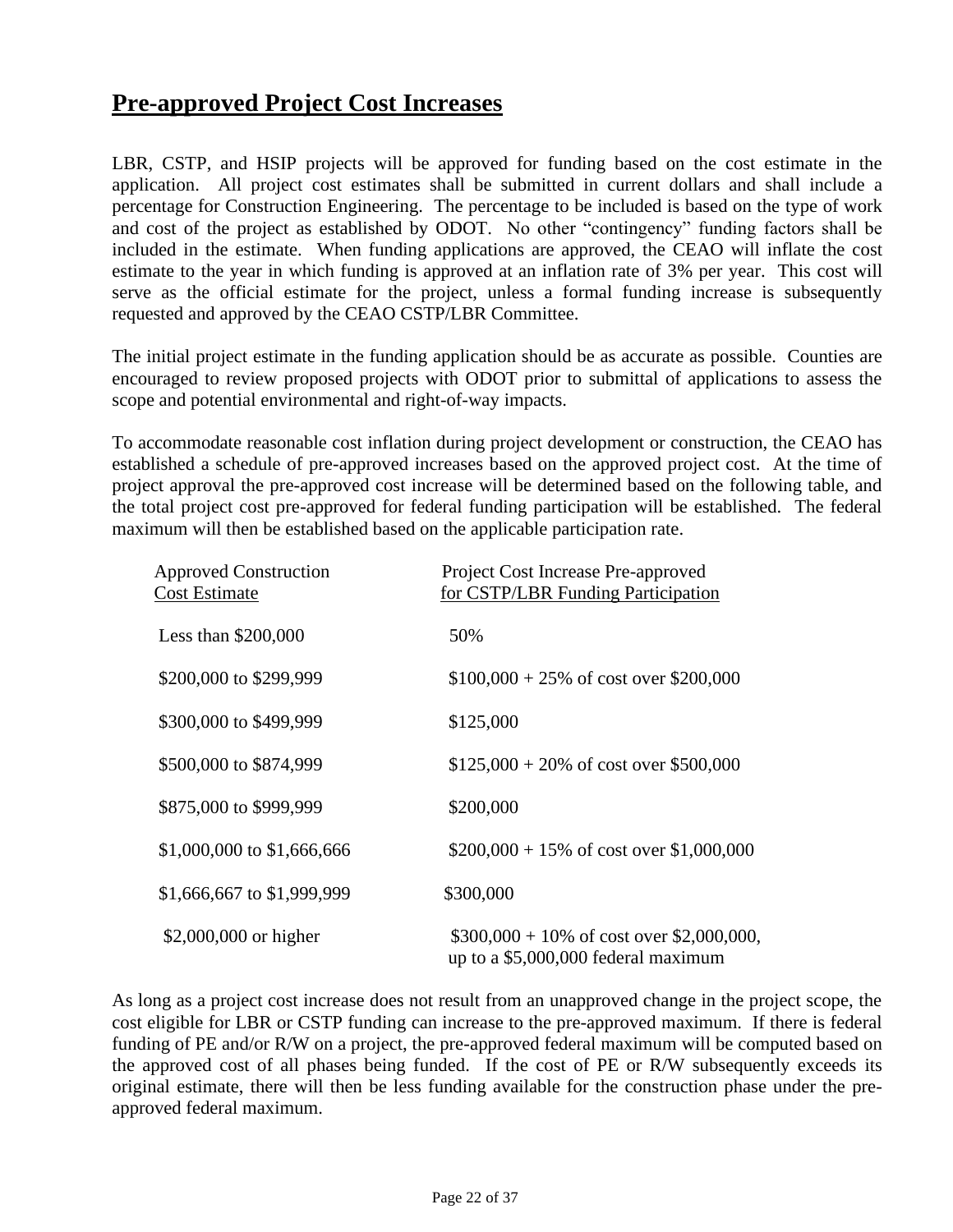## Pre-approved Project Cost Increases

LBR, CSTP, and HSIP projects will be approved for funding based on the cost estimate in the application. All project cost estimates shall be submitted in current dollars and shall include a percentage for Construction Engineering. The percentage to be included is based on the type of work and cost of the project as established by ODOT. No other "contingency" funding factors shall be included in the estimate. When funding applications are approved, the CEAO will inflate the cost estimate to the year in which funding is approved at an inflation rate of 3% per year. This cost will serve as the official estimate for the project, unless a formal funding increase is subsequently requested and approved by the CEAO CSTP/LBR Committee.

The initial project estimate in the funding application should be as accurate as possible. Counties are encouraged to review proposed projects with ODOT prior to submittal of applications to assess the scope and potential environmental and right-of-way impacts.

To accommodate reasonable cost inflation during project development or construction, the CEAO has established a schedule of pre-approved increases based on the approved project cost. At the time of project approval the pre-approved cost increase will be determined based on the following table, and the total project cost pre-approved for federal funding participation will be established. The federal maximum will then be established based on the applicable participation rate.

| Approved Construction Cost Estimate | Project Cost Increase Pre-approved for CSTP/LBR Funding Participation |
|---|---|
| Less than $200,000 | 50% |
| $200,000 to $299,999 | $100,000 + 25% of cost over $200,000 |
| $300,000 to $499,999 | $125,000 |
| $500,000 to $874,999 | $125,000 + 20% of cost over $500,000 |
| $875,000 to $999,999 | $200,000 |
| $1,000,000 to $1,666,666 | $200,000 + 15% of cost over $1,000,000 |
| $1,666,667 to $1,999,999 | $300,000 |
| $2,000,000 or higher | $300,000 + 10% of cost over $2,000,000, up to a $5,000,000 federal maximum |

As long as a project cost increase does not result from an unapproved change in the project scope, the cost eligible for LBR or CSTP funding can increase to the pre-approved maximum. If there is federal funding of PE and/or R/W on a project, the pre-approved federal maximum will be computed based on the approved cost of all phases being funded. If the cost of PE or R/W subsequently exceeds its original estimate, there will then be less funding available for the construction phase under the pre-approved federal maximum.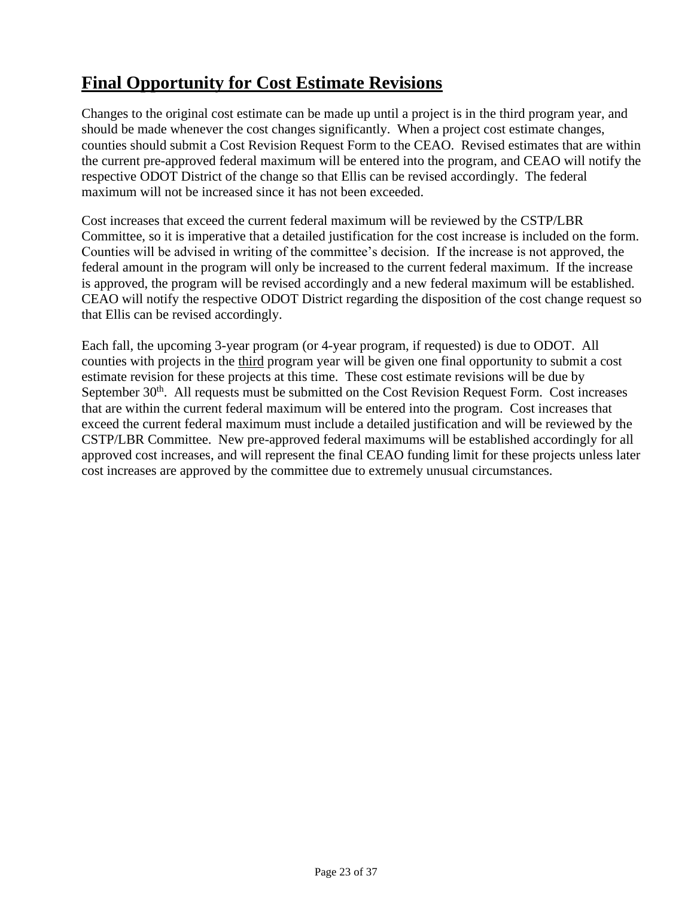## Final Opportunity for Cost Estimate Revisions

Changes to the original cost estimate can be made up until a project is in the third program year, and should be made whenever the cost changes significantly. When a project cost estimate changes, counties should submit a Cost Revision Request Form to the CEAO. Revised estimates that are within the current pre-approved federal maximum will be entered into the program, and CEAO will notify the respective ODOT District of the change so that Ellis can be revised accordingly. The federal maximum will not be increased since it has not been exceeded.

Cost increases that exceed the current federal maximum will be reviewed by the CSTP/LBR Committee, so it is imperative that a detailed justification for the cost increase is included on the form. Counties will be advised in writing of the committee's decision. If the increase is not approved, the federal amount in the program will only be increased to the current federal maximum. If the increase is approved, the program will be revised accordingly and a new federal maximum will be established. CEAO will notify the respective ODOT District regarding the disposition of the cost change request so that Ellis can be revised accordingly.

Each fall, the upcoming 3-year program (or 4-year program, if requested) is due to ODOT. All counties with projects in the <u>third</u> program year will be given one final opportunity to submit a cost estimate revision for these projects at this time. These cost estimate revisions will be due by September 30th. All requests must be submitted on the Cost Revision Request Form. Cost increases that are within the current federal maximum will be entered into the program. Cost increases that exceed the current federal maximum must include a detailed justification and will be reviewed by the CSTP/LBR Committee. New pre-approved federal maximums will be established accordingly for all approved cost increases, and will represent the final CEAO funding limit for these projects unless later cost increases are approved by the committee due to extremely unusual circumstances.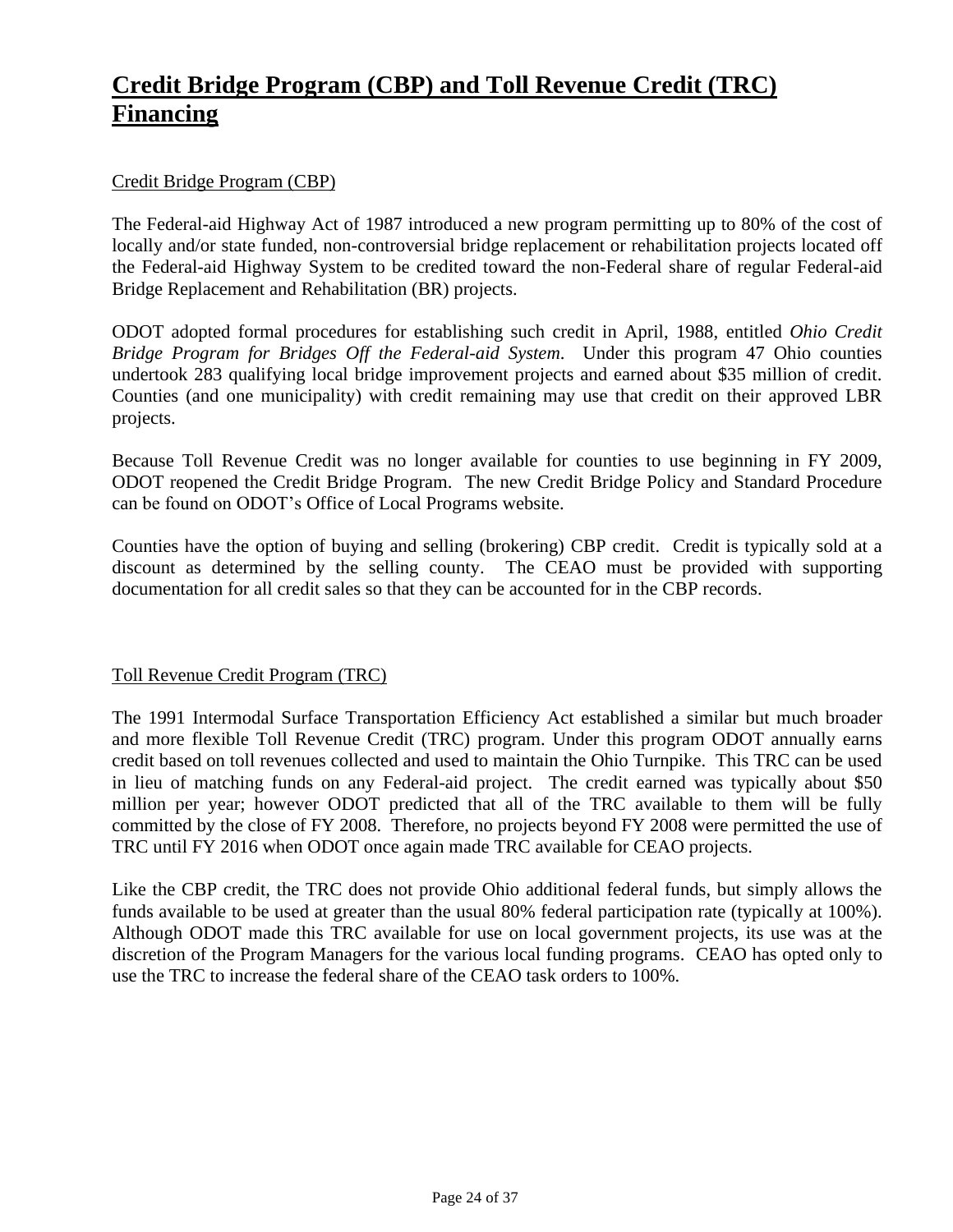# Credit Bridge Program (CBP) and Toll Revenue Credit (TRC) Financing

## Credit Bridge Program (CBP)

The Federal-aid Highway Act of 1987 introduced a new program permitting up to 80% of the cost of locally and/or state funded, non-controversial bridge replacement or rehabilitation projects located off the Federal-aid Highway System to be credited toward the non-Federal share of regular Federal-aid Bridge Replacement and Rehabilitation (BR) projects.

ODOT adopted formal procedures for establishing such credit in April, 1988, entitled *Ohio Credit Bridge Program for Bridges Off the Federal-aid System.* Under this program 47 Ohio counties undertook 283 qualifying local bridge improvement projects and earned about $35 million of credit. Counties (and one municipality) with credit remaining may use that credit on their approved LBR projects.

Because Toll Revenue Credit was no longer available for counties to use beginning in FY 2009, ODOT reopened the Credit Bridge Program. The new Credit Bridge Policy and Standard Procedure can be found on ODOT's Office of Local Programs website.

Counties have the option of buying and selling (brokering) CBP credit. Credit is typically sold at a discount as determined by the selling county. The CEAO must be provided with supporting documentation for all credit sales so that they can be accounted for in the CBP records.

## Toll Revenue Credit Program (TRC)

The 1991 Intermodal Surface Transportation Efficiency Act established a similar but much broader and more flexible Toll Revenue Credit (TRC) program. Under this program ODOT annually earns credit based on toll revenues collected and used to maintain the Ohio Turnpike. This TRC can be used in lieu of matching funds on any Federal-aid project. The credit earned was typically about $50 million per year; however ODOT predicted that all of the TRC available to them will be fully committed by the close of FY 2008. Therefore, no projects beyond FY 2008 were permitted the use of TRC until FY 2016 when ODOT once again made TRC available for CEAO projects.

Like the CBP credit, the TRC does not provide Ohio additional federal funds, but simply allows the funds available to be used at greater than the usual 80% federal participation rate (typically at 100%). Although ODOT made this TRC available for use on local government projects, its use was at the discretion of the Program Managers for the various local funding programs. CEAO has opted only to use the TRC to increase the federal share of the CEAO task orders to 100%.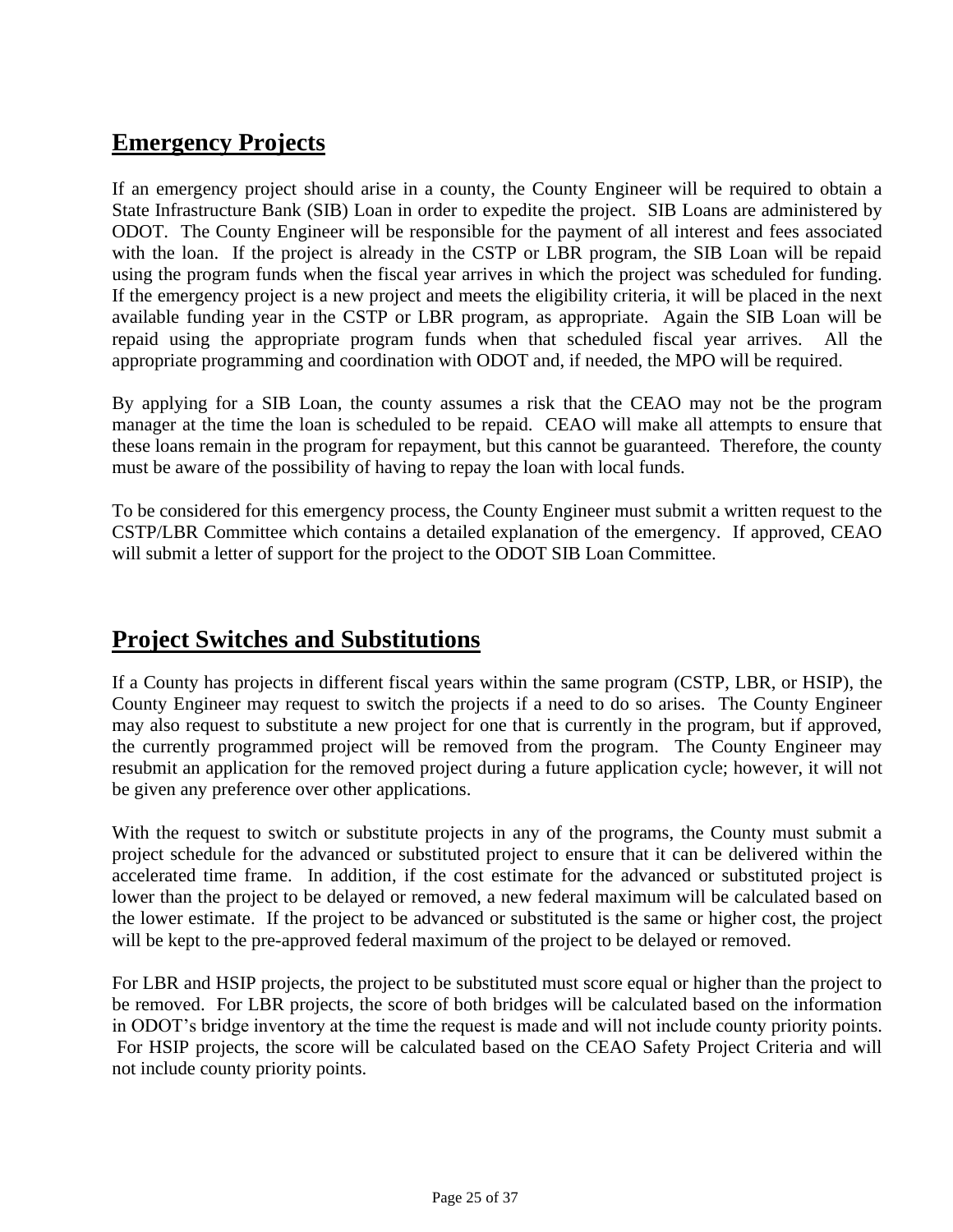## Emergency Projects

If an emergency project should arise in a county, the County Engineer will be required to obtain a State Infrastructure Bank (SIB) Loan in order to expedite the project. SIB Loans are administered by ODOT. The County Engineer will be responsible for the payment of all interest and fees associated with the loan. If the project is already in the CSTP or LBR program, the SIB Loan will be repaid using the program funds when the fiscal year arrives in which the project was scheduled for funding. If the emergency project is a new project and meets the eligibility criteria, it will be placed in the next available funding year in the CSTP or LBR program, as appropriate. Again the SIB Loan will be repaid using the appropriate program funds when that scheduled fiscal year arrives. All the appropriate programming and coordination with ODOT and, if needed, the MPO will be required.

By applying for a SIB Loan, the county assumes a risk that the CEAO may not be the program manager at the time the loan is scheduled to be repaid. CEAO will make all attempts to ensure that these loans remain in the program for repayment, but this cannot be guaranteed. Therefore, the county must be aware of the possibility of having to repay the loan with local funds.

To be considered for this emergency process, the County Engineer must submit a written request to the CSTP/LBR Committee which contains a detailed explanation of the emergency. If approved, CEAO will submit a letter of support for the project to the ODOT SIB Loan Committee.

## Project Switches and Substitutions

If a County has projects in different fiscal years within the same program (CSTP, LBR, or HSIP), the County Engineer may request to switch the projects if a need to do so arises. The County Engineer may also request to substitute a new project for one that is currently in the program, but if approved, the currently programmed project will be removed from the program. The County Engineer may resubmit an application for the removed project during a future application cycle; however, it will not be given any preference over other applications.

With the request to switch or substitute projects in any of the programs, the County must submit a project schedule for the advanced or substituted project to ensure that it can be delivered within the accelerated time frame. In addition, if the cost estimate for the advanced or substituted project is lower than the project to be delayed or removed, a new federal maximum will be calculated based on the lower estimate. If the project to be advanced or substituted is the same or higher cost, the project will be kept to the pre-approved federal maximum of the project to be delayed or removed.

For LBR and HSIP projects, the project to be substituted must score equal or higher than the project to be removed. For LBR projects, the score of both bridges will be calculated based on the information in ODOT's bridge inventory at the time the request is made and will not include county priority points. For HSIP projects, the score will be calculated based on the CEAO Safety Project Criteria and will not include county priority points.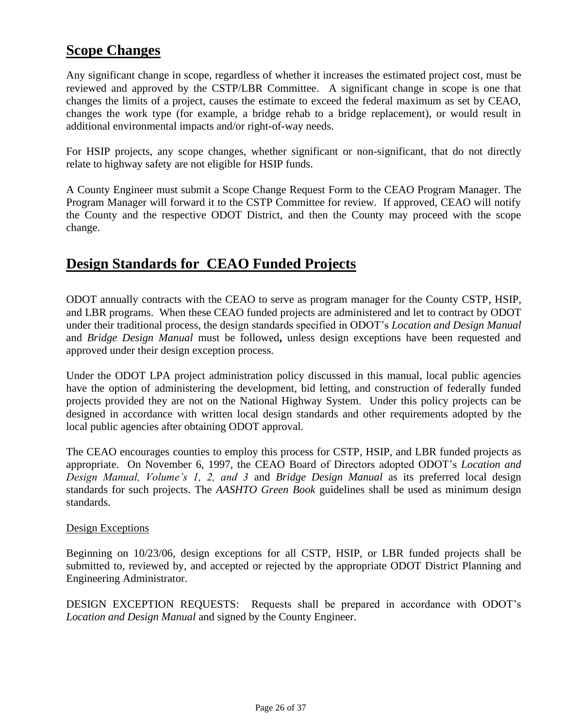## Scope Changes

Any significant change in scope, regardless of whether it increases the estimated project cost, must be reviewed and approved by the CSTP/LBR Committee. A significant change in scope is one that changes the limits of a project, causes the estimate to exceed the federal maximum as set by CEAO, changes the work type (for example, a bridge rehab to a bridge replacement), or would result in additional environmental impacts and/or right-of-way needs.

For HSIP projects, any scope changes, whether significant or non-significant, that do not directly relate to highway safety are not eligible for HSIP funds.

A County Engineer must submit a Scope Change Request Form to the CEAO Program Manager. The Program Manager will forward it to the CSTP Committee for review. If approved, CEAO will notify the County and the respective ODOT District, and then the County may proceed with the scope change.

## Design Standards for CEAO Funded Projects

ODOT annually contracts with the CEAO to serve as program manager for the County CSTP, HSIP, and LBR programs. When these CEAO funded projects are administered and let to contract by ODOT under their traditional process, the design standards specified in ODOT's *Location and Design Manual* and *Bridge Design Manual* must be followed**,** unless design exceptions have been requested and approved under their design exception process.

Under the ODOT LPA project administration policy discussed in this manual, local public agencies have the option of administering the development, bid letting, and construction of federally funded projects provided they are not on the National Highway System. Under this policy projects can be designed in accordance with written local design standards and other requirements adopted by the local public agencies after obtaining ODOT approval.

The CEAO encourages counties to employ this process for CSTP, HSIP, and LBR funded projects as appropriate. On November 6, 1997, the CEAO Board of Directors adopted ODOT's *Location and Design Manual, Volume's 1, 2, and 3* and *Bridge Design Manual* as its preferred local design standards for such projects. The *AASHTO Green Book* guidelines shall be used as minimum design standards.

Design Exceptions

Beginning on 10/23/06, design exceptions for all CSTP, HSIP, or LBR funded projects shall be submitted to, reviewed by, and accepted or rejected by the appropriate ODOT District Planning and Engineering Administrator.

DESIGN EXCEPTION REQUESTS: Requests shall be prepared in accordance with ODOT's *Location and Design Manual* and signed by the County Engineer.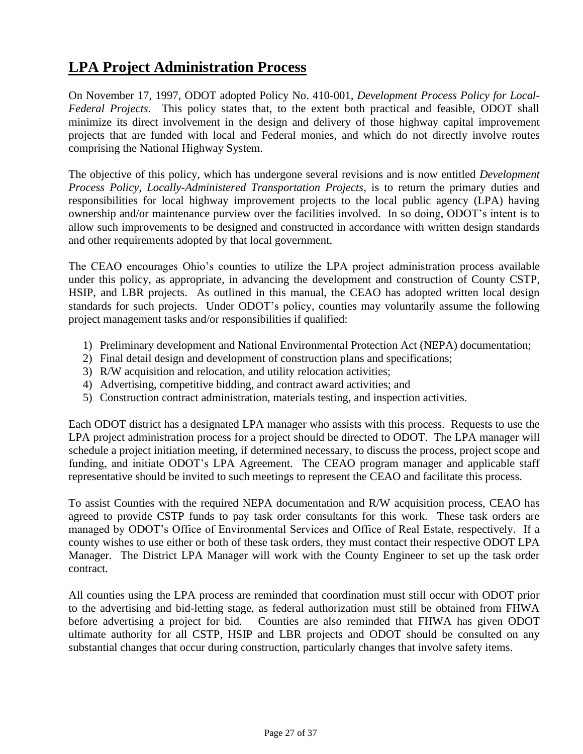## LPA Project Administration Process

On November 17, 1997, ODOT adopted Policy No. 410-001, *Development Process Policy for Local-Federal Projects*. This policy states that, to the extent both practical and feasible, ODOT shall minimize its direct involvement in the design and delivery of those highway capital improvement projects that are funded with local and Federal monies, and which do not directly involve routes comprising the National Highway System.

The objective of this policy, which has undergone several revisions and is now entitled *Development Process Policy, Locally-Administered Transportation Projects*, is to return the primary duties and responsibilities for local highway improvement projects to the local public agency (LPA) having ownership and/or maintenance purview over the facilities involved. In so doing, ODOT's intent is to allow such improvements to be designed and constructed in accordance with written design standards and other requirements adopted by that local government.

The CEAO encourages Ohio's counties to utilize the LPA project administration process available under this policy, as appropriate, in advancing the development and construction of County CSTP, HSIP, and LBR projects. As outlined in this manual, the CEAO has adopted written local design standards for such projects. Under ODOT's policy, counties may voluntarily assume the following project management tasks and/or responsibilities if qualified:

1) Preliminary development and National Environmental Protection Act (NEPA) documentation;
2) Final detail design and development of construction plans and specifications;
3) R/W acquisition and relocation, and utility relocation activities;
4) Advertising, competitive bidding, and contract award activities; and
5) Construction contract administration, materials testing, and inspection activities.

Each ODOT district has a designated LPA manager who assists with this process. Requests to use the LPA project administration process for a project should be directed to ODOT. The LPA manager will schedule a project initiation meeting, if determined necessary, to discuss the process, project scope and funding, and initiate ODOT's LPA Agreement. The CEAO program manager and applicable staff representative should be invited to such meetings to represent the CEAO and facilitate this process.

To assist Counties with the required NEPA documentation and R/W acquisition process, CEAO has agreed to provide CSTP funds to pay task order consultants for this work. These task orders are managed by ODOT's Office of Environmental Services and Office of Real Estate, respectively. If a county wishes to use either or both of these task orders, they must contact their respective ODOT LPA Manager. The District LPA Manager will work with the County Engineer to set up the task order contract.

All counties using the LPA process are reminded that coordination must still occur with ODOT prior to the advertising and bid-letting stage, as federal authorization must still be obtained from FHWA before advertising a project for bid. Counties are also reminded that FHWA has given ODOT ultimate authority for all CSTP, HSIP and LBR projects and ODOT should be consulted on any substantial changes that occur during construction, particularly changes that involve safety items.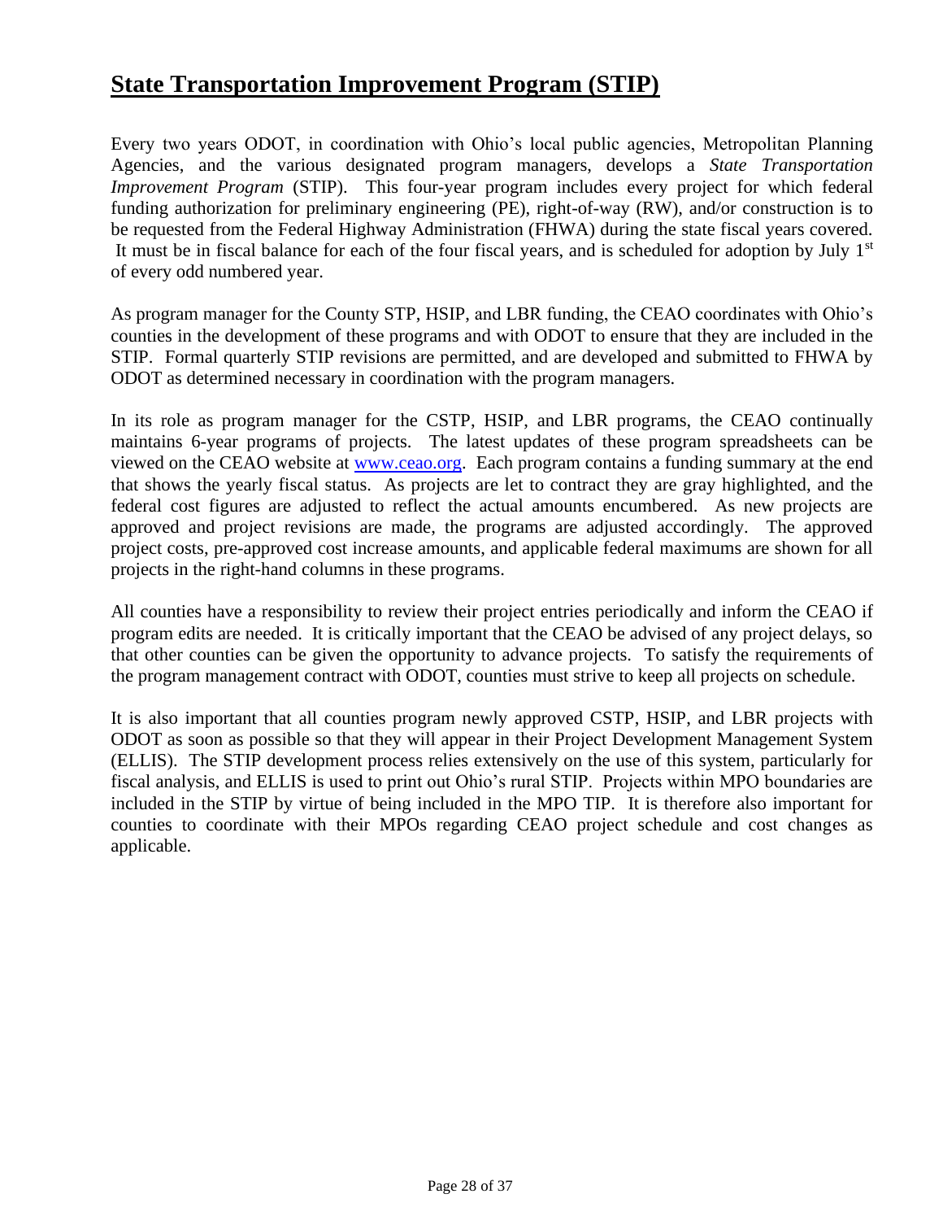# State Transportation Improvement Program (STIP)

Every two years ODOT, in coordination with Ohio's local public agencies, Metropolitan Planning Agencies, and the various designated program managers, develops a *State Transportation Improvement Program* (STIP). This four-year program includes every project for which federal funding authorization for preliminary engineering (PE), right-of-way (RW), and/or construction is to be requested from the Federal Highway Administration (FHWA) during the state fiscal years covered. It must be in fiscal balance for each of the four fiscal years, and is scheduled for adoption by July 1st of every odd numbered year.

As program manager for the County STP, HSIP, and LBR funding, the CEAO coordinates with Ohio's counties in the development of these programs and with ODOT to ensure that they are included in the STIP. Formal quarterly STIP revisions are permitted, and are developed and submitted to FHWA by ODOT as determined necessary in coordination with the program managers.

In its role as program manager for the CSTP, HSIP, and LBR programs, the CEAO continually maintains 6-year programs of projects. The latest updates of these program spreadsheets can be viewed on the CEAO website at [www.ceao.org](http://www.ceao.org). Each program contains a funding summary at the end that shows the yearly fiscal status. As projects are let to contract they are gray highlighted, and the federal cost figures are adjusted to reflect the actual amounts encumbered. As new projects are approved and project revisions are made, the programs are adjusted accordingly. The approved project costs, pre-approved cost increase amounts, and applicable federal maximums are shown for all projects in the right-hand columns in these programs.

All counties have a responsibility to review their project entries periodically and inform the CEAO if program edits are needed. It is critically important that the CEAO be advised of any project delays, so that other counties can be given the opportunity to advance projects. To satisfy the requirements of the program management contract with ODOT, counties must strive to keep all projects on schedule.

It is also important that all counties program newly approved CSTP, HSIP, and LBR projects with ODOT as soon as possible so that they will appear in their Project Development Management System (ELLIS). The STIP development process relies extensively on the use of this system, particularly for fiscal analysis, and ELLIS is used to print out Ohio's rural STIP. Projects within MPO boundaries are included in the STIP by virtue of being included in the MPO TIP. It is therefore also important for counties to coordinate with their MPOs regarding CEAO project schedule and cost changes as applicable.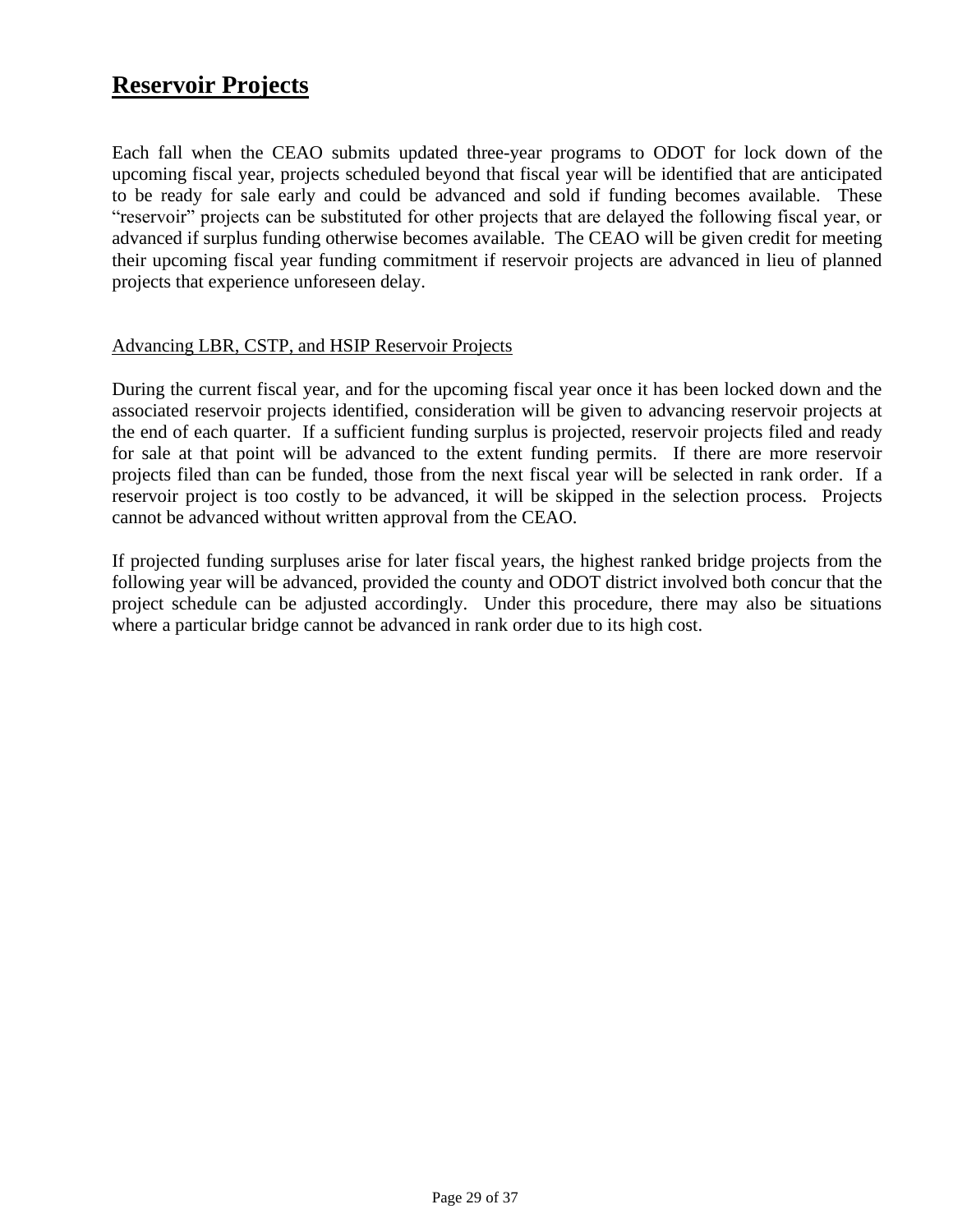# Reservoir Projects

Each fall when the CEAO submits updated three-year programs to ODOT for lock down of the upcoming fiscal year, projects scheduled beyond that fiscal year will be identified that are anticipated to be ready for sale early and could be advanced and sold if funding becomes available. These "reservoir" projects can be substituted for other projects that are delayed the following fiscal year, or advanced if surplus funding otherwise becomes available. The CEAO will be given credit for meeting their upcoming fiscal year funding commitment if reservoir projects are advanced in lieu of planned projects that experience unforeseen delay.

## Advancing LBR, CSTP, and HSIP Reservoir Projects

During the current fiscal year, and for the upcoming fiscal year once it has been locked down and the associated reservoir projects identified, consideration will be given to advancing reservoir projects at the end of each quarter. If a sufficient funding surplus is projected, reservoir projects filed and ready for sale at that point will be advanced to the extent funding permits. If there are more reservoir projects filed than can be funded, those from the next fiscal year will be selected in rank order. If a reservoir project is too costly to be advanced, it will be skipped in the selection process. Projects cannot be advanced without written approval from the CEAO.

If projected funding surpluses arise for later fiscal years, the highest ranked bridge projects from the following year will be advanced, provided the county and ODOT district involved both concur that the project schedule can be adjusted accordingly. Under this procedure, there may also be situations where a particular bridge cannot be advanced in rank order due to its high cost.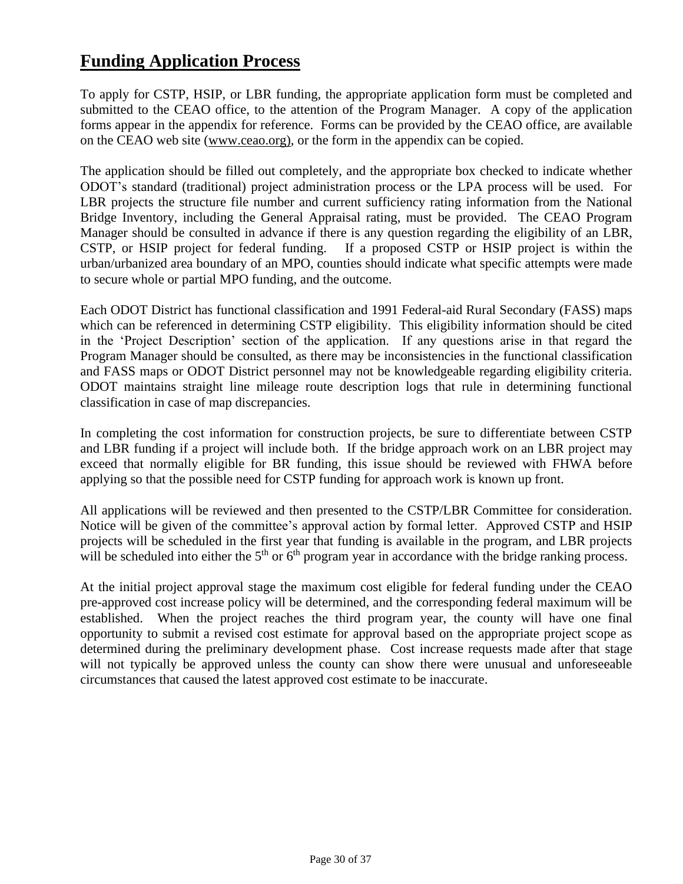# Funding Application Process

To apply for CSTP, HSIP, or LBR funding, the appropriate application form must be completed and submitted to the CEAO office, to the attention of the Program Manager. A copy of the application forms appear in the appendix for reference. Forms can be provided by the CEAO office, are available on the CEAO web site (www.ceao.org), or the form in the appendix can be copied.

The application should be filled out completely, and the appropriate box checked to indicate whether ODOT's standard (traditional) project administration process or the LPA process will be used. For LBR projects the structure file number and current sufficiency rating information from the National Bridge Inventory, including the General Appraisal rating, must be provided. The CEAO Program Manager should be consulted in advance if there is any question regarding the eligibility of an LBR, CSTP, or HSIP project for federal funding. If a proposed CSTP or HSIP project is within the urban/urbanized area boundary of an MPO, counties should indicate what specific attempts were made to secure whole or partial MPO funding, and the outcome.

Each ODOT District has functional classification and 1991 Federal-aid Rural Secondary (FASS) maps which can be referenced in determining CSTP eligibility. This eligibility information should be cited in the 'Project Description' section of the application. If any questions arise in that regard the Program Manager should be consulted, as there may be inconsistencies in the functional classification and FASS maps or ODOT District personnel may not be knowledgeable regarding eligibility criteria. ODOT maintains straight line mileage route description logs that rule in determining functional classification in case of map discrepancies.

In completing the cost information for construction projects, be sure to differentiate between CSTP and LBR funding if a project will include both. If the bridge approach work on an LBR project may exceed that normally eligible for BR funding, this issue should be reviewed with FHWA before applying so that the possible need for CSTP funding for approach work is known up front.

All applications will be reviewed and then presented to the CSTP/LBR Committee for consideration. Notice will be given of the committee's approval action by formal letter. Approved CSTP and HSIP projects will be scheduled in the first year that funding is available in the program, and LBR projects will be scheduled into either the 5th or 6th program year in accordance with the bridge ranking process.

At the initial project approval stage the maximum cost eligible for federal funding under the CEAO pre-approved cost increase policy will be determined, and the corresponding federal maximum will be established. When the project reaches the third program year, the county will have one final opportunity to submit a revised cost estimate for approval based on the appropriate project scope as determined during the preliminary development phase. Cost increase requests made after that stage will not typically be approved unless the county can show there were unusual and unforeseeable circumstances that caused the latest approved cost estimate to be inaccurate.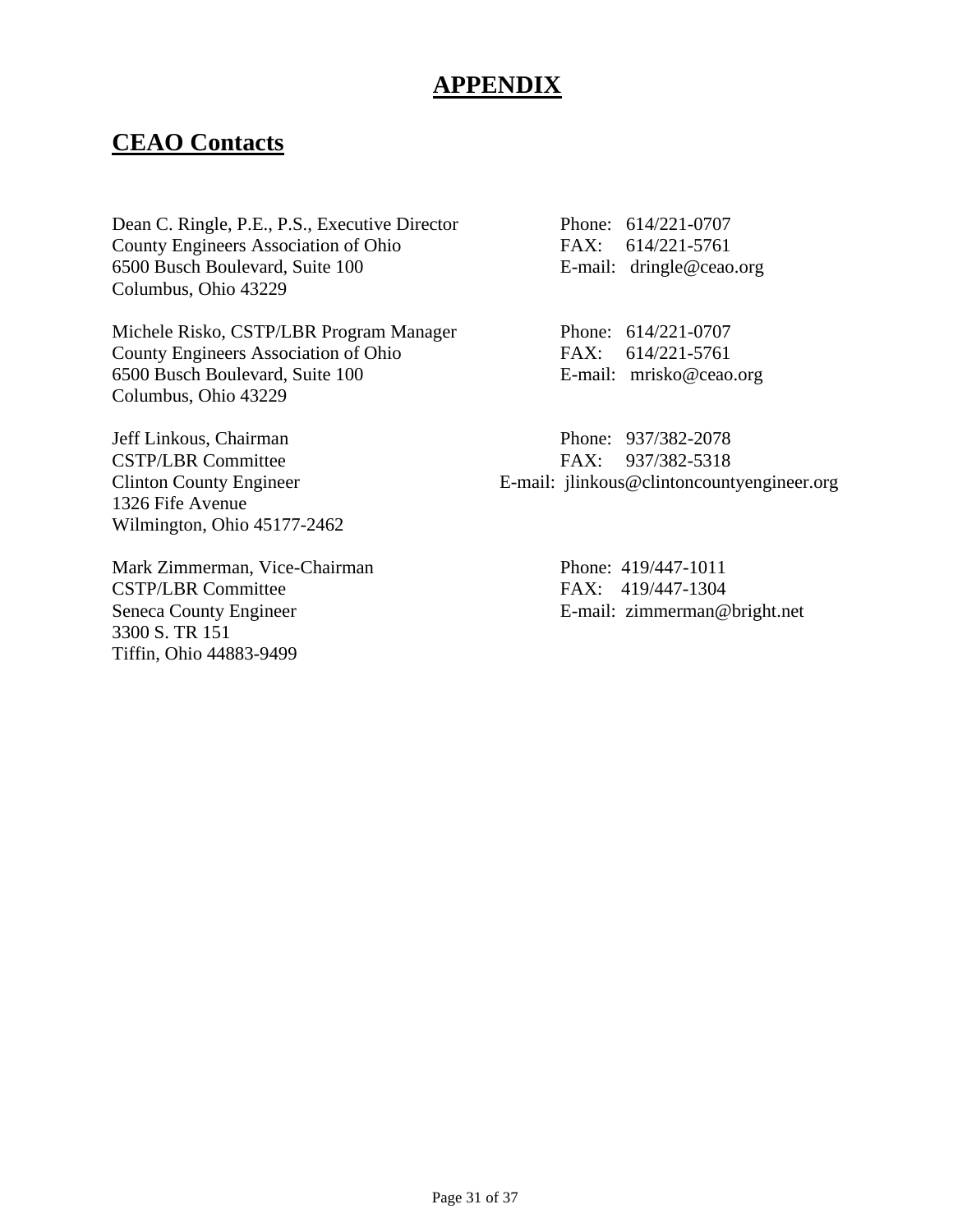# APPENDIX

## CEAO Contacts

Dean C. Ringle, P.E., P.S., Executive Director
County Engineers Association of Ohio
6500 Busch Boulevard, Suite 100
Columbus, Ohio 43229

Phone: 614/221-0707
FAX: 614/221-5761
E-mail: dringle@ceao.org

Michele Risko, CSTP/LBR Program Manager
County Engineers Association of Ohio
6500 Busch Boulevard, Suite 100
Columbus, Ohio 43229

Phone: 614/221-0707
FAX: 614/221-5761
E-mail: mrisko@ceao.org

Jeff Linkous, Chairman
CSTP/LBR Committee
Clinton County Engineer
1326 Fife Avenue
Wilmington, Ohio 45177-2462

Phone: 937/382-2078
FAX: 937/382-5318
E-mail: jlinkous@clintoncountyengineer.org

Mark Zimmerman, Vice-Chairman
CSTP/LBR Committee
Seneca County Engineer
3300 S. TR 151
Tiffin, Ohio 44883-9499

Phone: 419/447-1011
FAX: 419/447-1304
E-mail: zimmerman@bright.net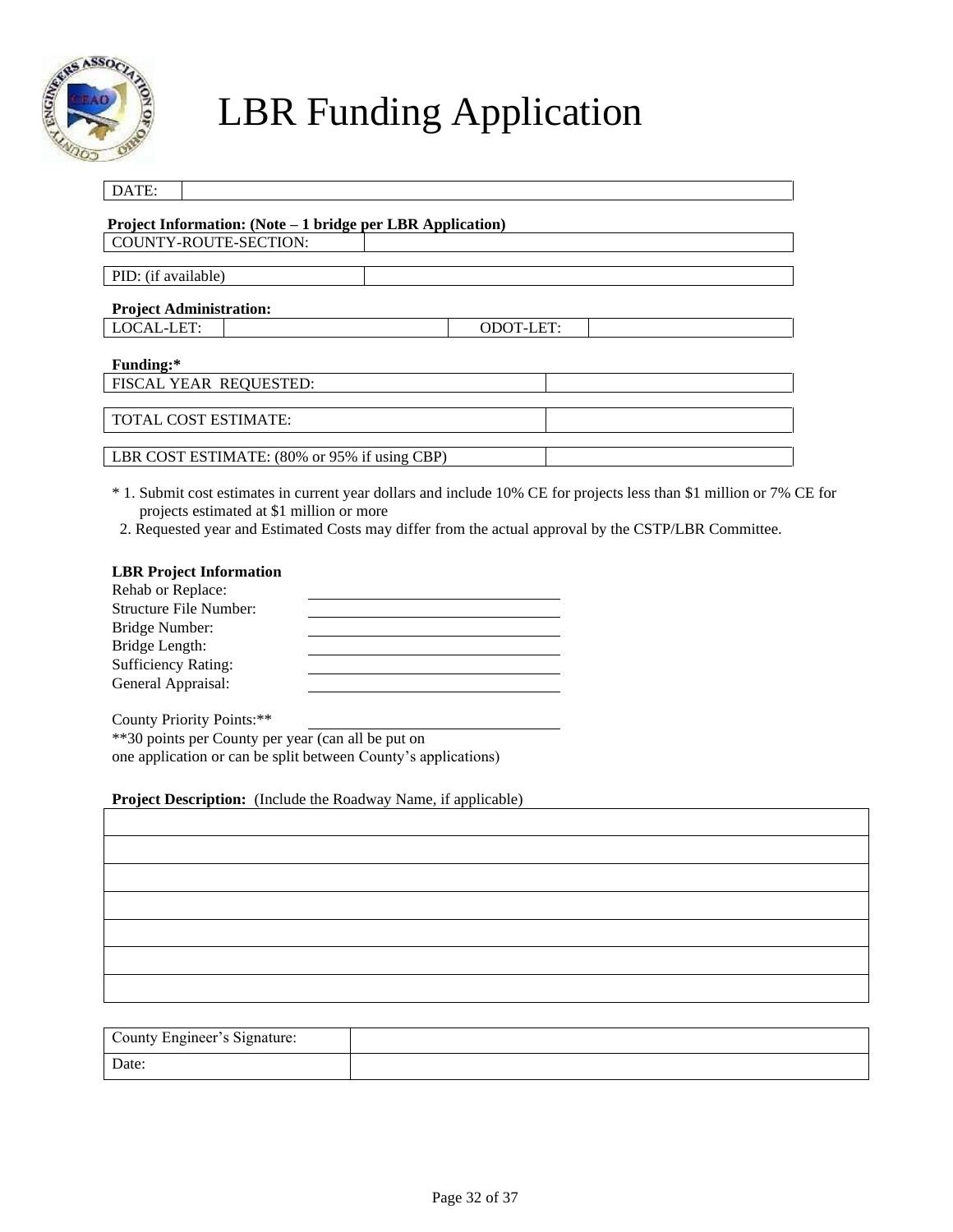# LBR Funding Application

| DATE: | |
|---|---|

**Project Information: (Note – 1 bridge per LBR Application)**

| COUNTY-ROUTE-SECTION: | |
|---|---|
| PID: (if available) | |

**Project Administration:**

| LOCAL-LET: | | ODOT-LET: | |
|---|---|---|---|

**Funding:***

| FISCAL YEAR REQUESTED: | |
|---|---|
| TOTAL COST ESTIMATE: | |
| LBR COST ESTIMATE: (80% or 95% if using CBP) | |

\* 1. Submit cost estimates in current year dollars and include 10% CE for projects less than $1 million or 7% CE for projects estimated at $1 million or more

2. Requested year and Estimated Costs may differ from the actual approval by the CSTP/LBR Committee.

**LBR Project Information**

Rehab or Replace: ____________________

Structure File Number: ____________________

Bridge Number: ____________________

Bridge Length: ____________________

Sufficiency Rating: ____________________

General Appraisal: ____________________

County Priority Points:** ____________________

**30 points per County per year (can all be put on one application or can be split between County's applications)

**Project Description:** (Include the Roadway Name, if applicable)

| |
|---|
| |
| |
| |
| |
| |
| |

| County Engineer's Signature: | |
|---|---|
| Date: | |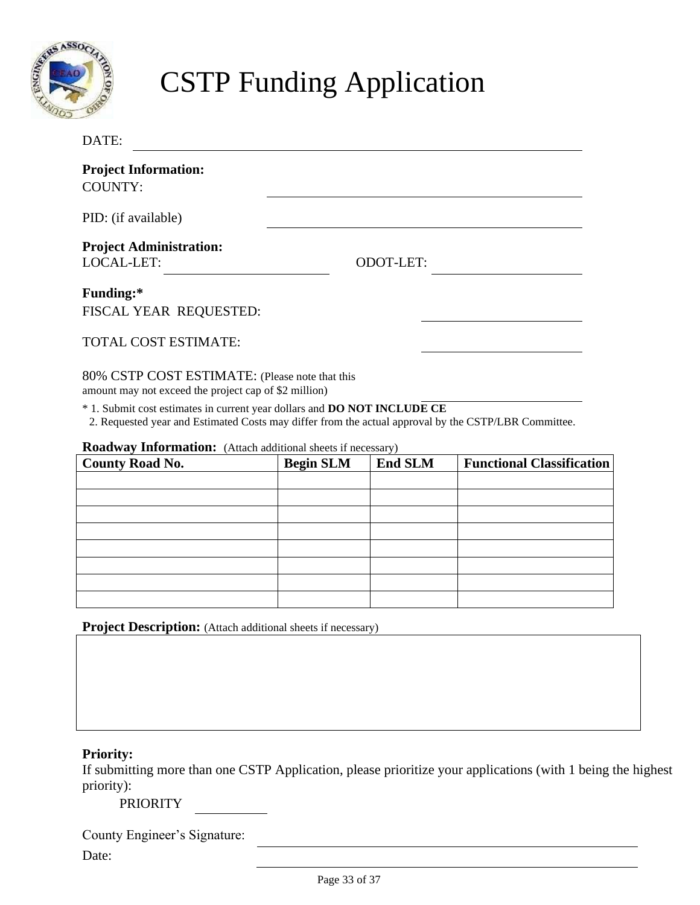# CSTP Funding Application

DATE: ______________________________

**Project Information:**

COUNTY: ______________________________

PID: (if available) ______________________________

**Project Administration:**

LOCAL-LET: ______________ ODOT-LET: ______________

**Funding:***

FISCAL YEAR REQUESTED: ______________

TOTAL COST ESTIMATE: ______________

80% CSTP COST ESTIMATE: (Please note that this amount may not exceed the project cap of $2 million) ______________

\* 1. Submit cost estimates in current year dollars and **DO NOT INCLUDE CE**
  2. Requested year and Estimated Costs may differ from the actual approval by the CSTP/LBR Committee.

**Roadway Information:** (Attach additional sheets if necessary)

| County Road No. | Begin SLM | End SLM | Functional Classification |
|---|---|---|---|
| | | | |
| | | | |
| | | | |
| | | | |
| | | | |
| | | | |
| | | | |
| | | | |

**Project Description:** (Attach additional sheets if necessary)

|   |
|---|
|   |

**Priority:**

If submitting more than one CSTP Application, please prioritize your applications (with 1 being the highest priority):

PRIORITY __________

County Engineer's Signature: ______________________________

Date: ______________________________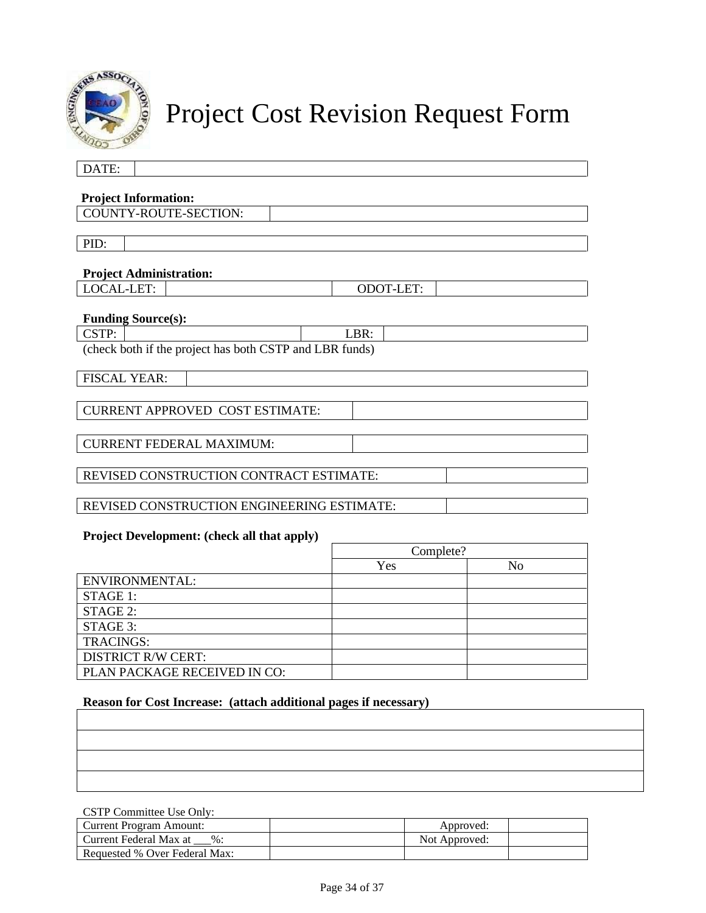# Project Cost Revision Request Form

| DATE: | |
|---|---|

**Project Information:**

| COUNTY-ROUTE-SECTION: | |
|---|---|

| PID: | |
|---|---|

**Project Administration:**

| LOCAL-LET: | | ODOT-LET: | |
|---|---|---|---|

**Funding Source(s):**

| CSTP: | | LBR: | |
|---|---|---|---|

(check both if the project has both CSTP and LBR funds)

| FISCAL YEAR: | |
|---|---|

| CURRENT APPROVED COST ESTIMATE: | |
|---|---|

| CURRENT FEDERAL MAXIMUM: | |
|---|---|

| REVISED CONSTRUCTION CONTRACT ESTIMATE: | |
|---|---|

| REVISED CONSTRUCTION ENGINEERING ESTIMATE: | |
|---|---|

**Project Development: (check all that apply)**

| | Complete? | |
|---|---|---|
| | Yes | No |
| ENVIRONMENTAL: | | |
| STAGE 1: | | |
| STAGE 2: | | |
| STAGE 3: | | |
| TRACINGS: | | |
| DISTRICT R/W CERT: | | |
| PLAN PACKAGE RECEIVED IN CO: | | |

**Reason for Cost Increase: (attach additional pages if necessary)**

| |
|---|
| |
| |
| |
| |

CSTP Committee Use Only:

| Current Program Amount: | | Approved: | |
|---|---|---|---|
| Current Federal Max at ___%: | | Not Approved: | |
| Requested % Over Federal Max: | | | |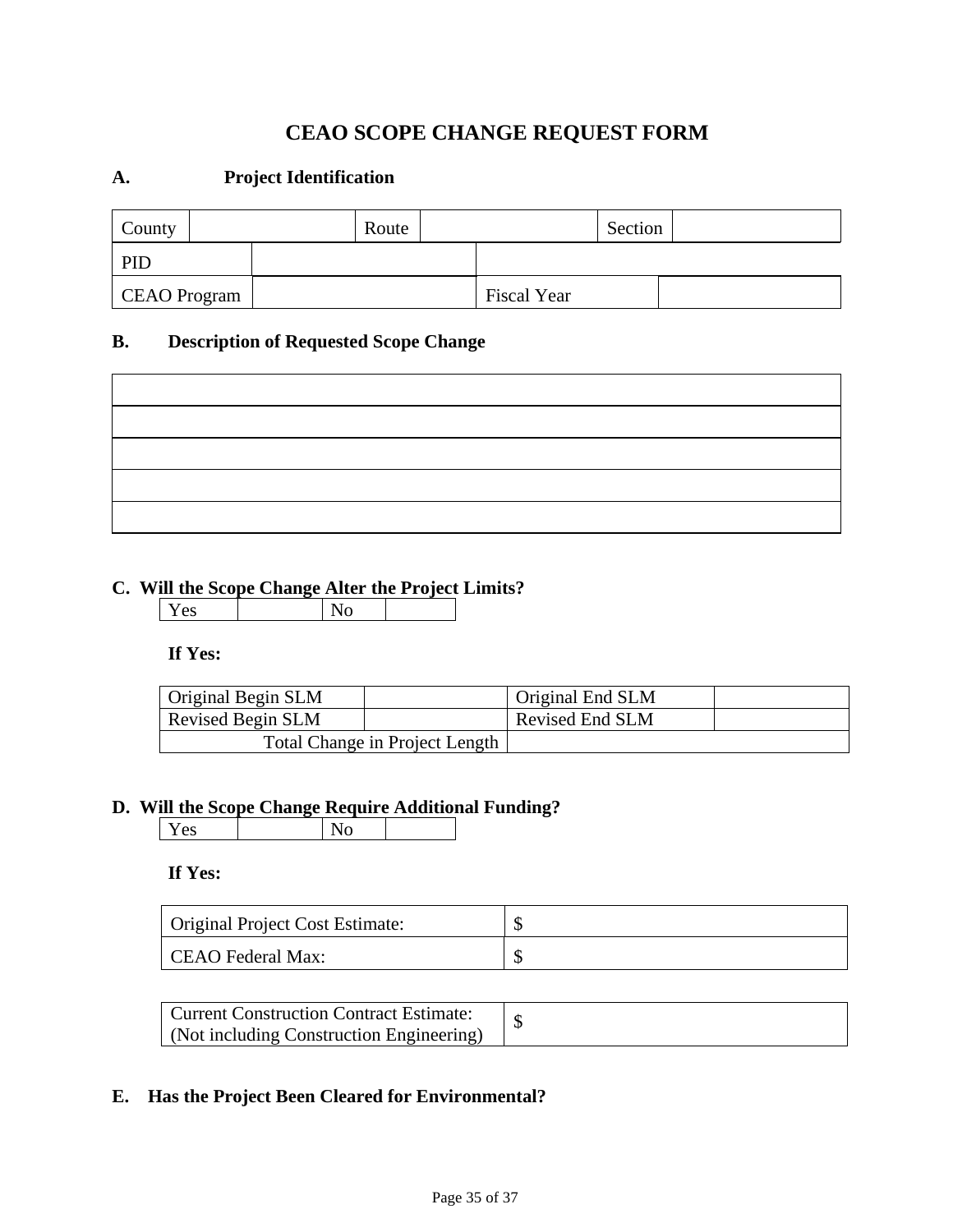# CEAO SCOPE CHANGE REQUEST FORM

## A. Project Identification

| County | | Route | | Section | |
|---|---|---|---|---|---|
| PID | | | | | |
| CEAO Program | | Fiscal Year | | | |

## B. Description of Requested Scope Change

| |
|---|
| |
| |
| |
| |

## C. Will the Scope Change Alter the Project Limits?

| Yes | | No | |
|---|---|---|---|

**If Yes:**

| Original Begin SLM | | Original End SLM | |
|---|---|---|---|
| Revised Begin SLM | | Revised End SLM | |
| Total Change in Project Length | | | |

## D. Will the Scope Change Require Additional Funding?

| Yes | | No | |
|---|---|---|---|

**If Yes:**

| Original Project Cost Estimate: | $ |
|---|---|
| CEAO Federal Max: | $ |

| Current Construction Contract Estimate: (Not including Construction Engineering) | $ |
|---|---|

## E. Has the Project Been Cleared for Environmental?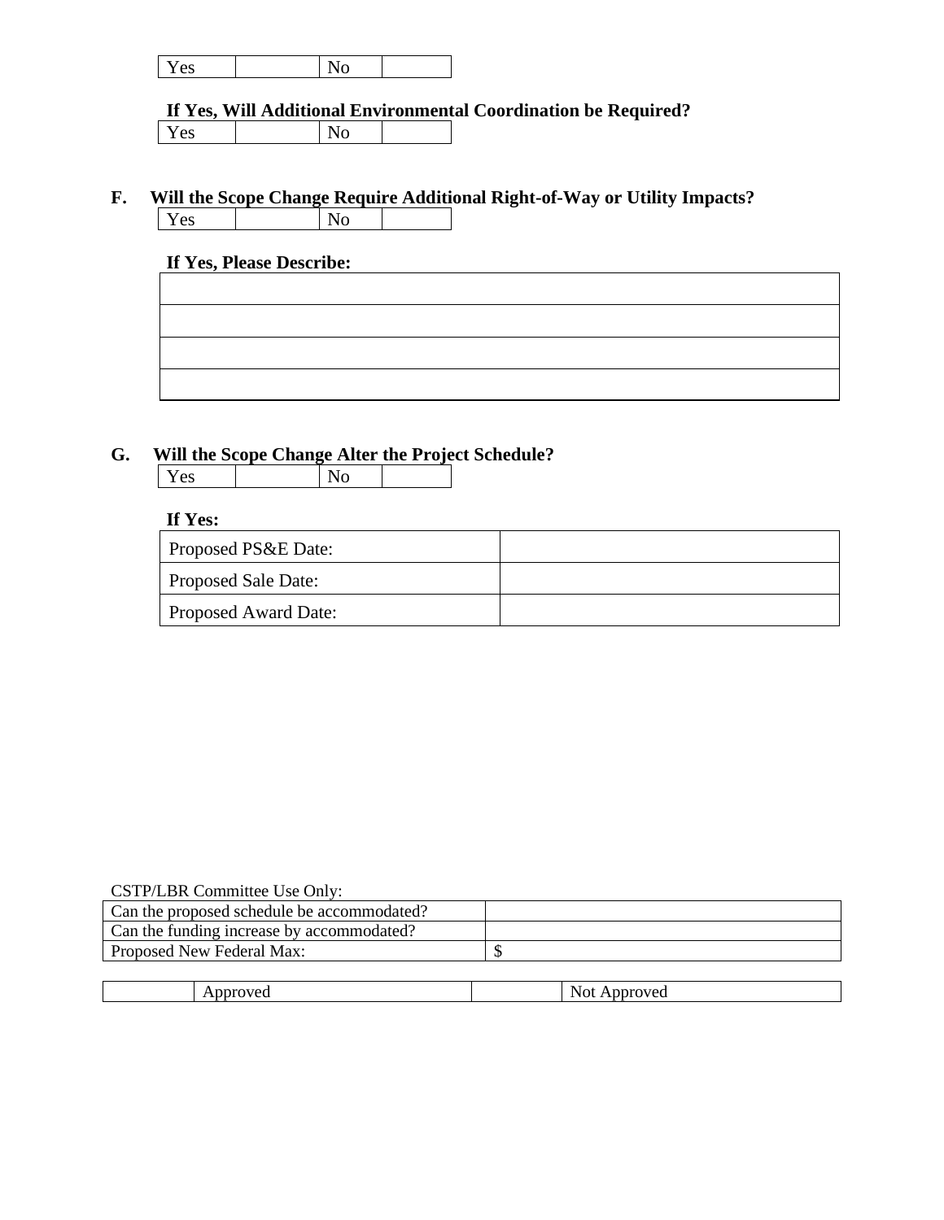| Yes | | No | |
|---|---|---|---|

**If Yes, Will Additional Environmental Coordination be Required?**

| Yes | | No | |
|---|---|---|---|

### F. Will the Scope Change Require Additional Right-of-Way or Utility Impacts?

| Yes | | No | |
|---|---|---|---|

**If Yes, Please Describe:**

| |
|---|
| |
| |
| |
| |

### G. Will the Scope Change Alter the Project Schedule?

| Yes | | No | |
|---|---|---|---|

**If Yes:**

| | |
|---|---|
| Proposed PS&E Date: | |
| Proposed Sale Date: | |
| Proposed Award Date: | |

CSTP/LBR Committee Use Only:

| | |
|---|---|
| Can the proposed schedule be accommodated? | |
| Can the funding increase by accommodated? | |
| Proposed New Federal Max: | $ |

| | Approved | | Not Approved |
|---|---|---|---|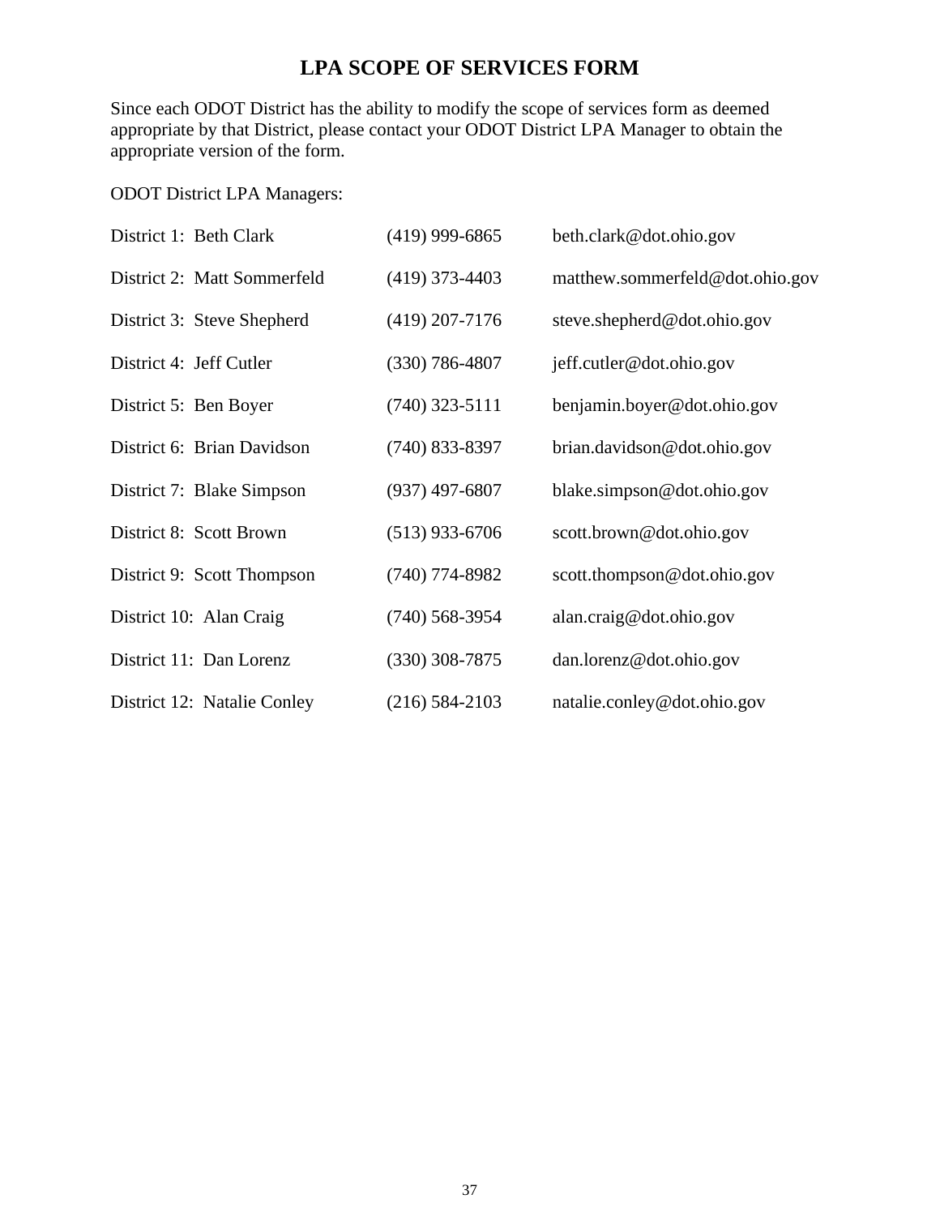# LPA SCOPE OF SERVICES FORM

Since each ODOT District has the ability to modify the scope of services form as deemed appropriate by that District, please contact your ODOT District LPA Manager to obtain the appropriate version of the form.

ODOT District LPA Managers:

| | | |
|---|---|---|
| District 1: Beth Clark | (419) 999-6865 | beth.clark@dot.ohio.gov |
| District 2: Matt Sommerfeld | (419) 373-4403 | matthew.sommerfeld@dot.ohio.gov |
| District 3: Steve Shepherd | (419) 207-7176 | steve.shepherd@dot.ohio.gov |
| District 4: Jeff Cutler | (330) 786-4807 | jeff.cutler@dot.ohio.gov |
| District 5: Ben Boyer | (740) 323-5111 | benjamin.boyer@dot.ohio.gov |
| District 6: Brian Davidson | (740) 833-8397 | brian.davidson@dot.ohio.gov |
| District 7: Blake Simpson | (937) 497-6807 | blake.simpson@dot.ohio.gov |
| District 8: Scott Brown | (513) 933-6706 | scott.brown@dot.ohio.gov |
| District 9: Scott Thompson | (740) 774-8982 | scott.thompson@dot.ohio.gov |
| District 10: Alan Craig | (740) 568-3954 | alan.craig@dot.ohio.gov |
| District 11: Dan Lorenz | (330) 308-7875 | dan.lorenz@dot.ohio.gov |
| District 12: Natalie Conley | (216) 584-2103 | natalie.conley@dot.ohio.gov |